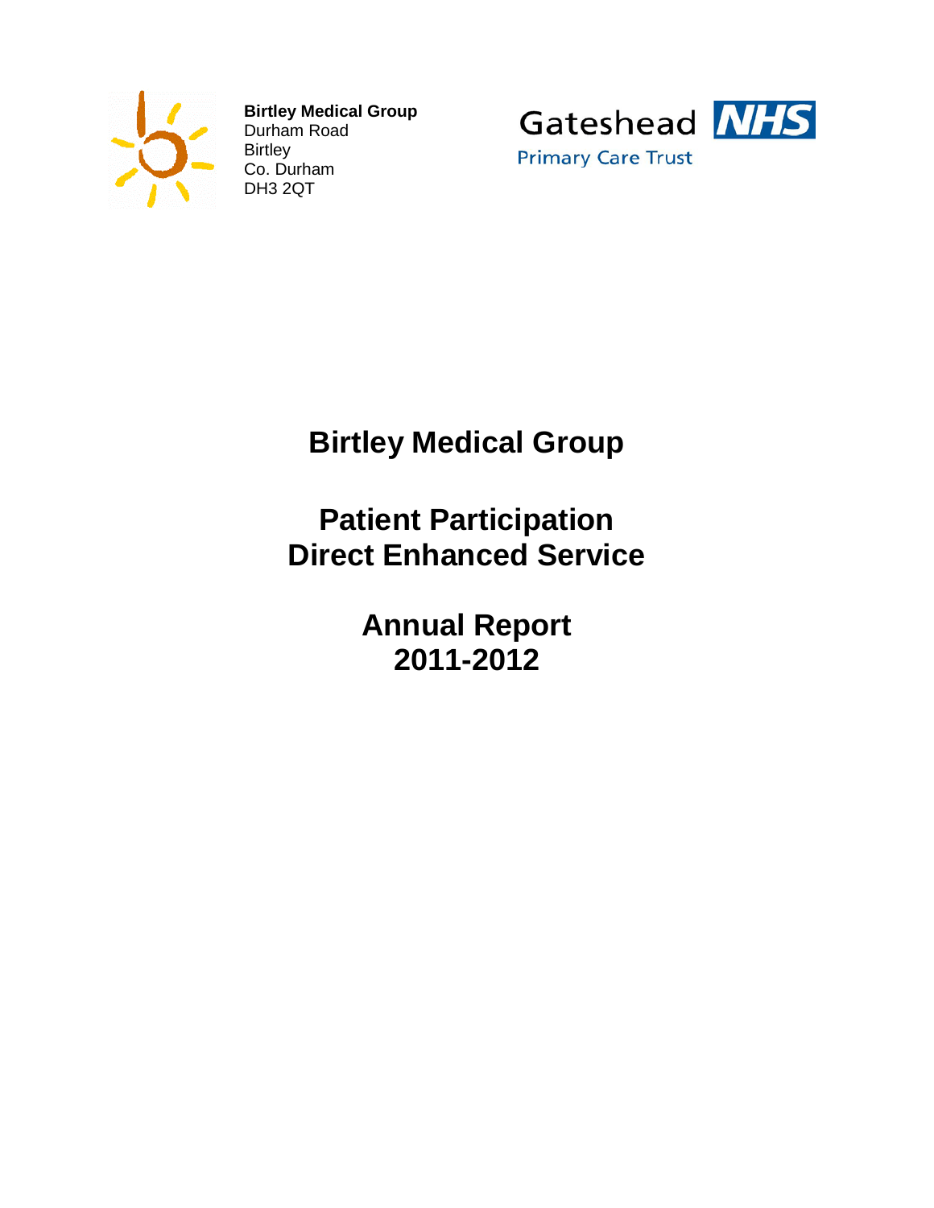**Birtley Medical Group**
Durham Road
Birtley
Co. Durham
DH3 2QT

Gateshead NHS
Primary Care Trust

# Birtley Medical Group

# Patient Participation Direct Enhanced Service

# Annual Report 2011-2012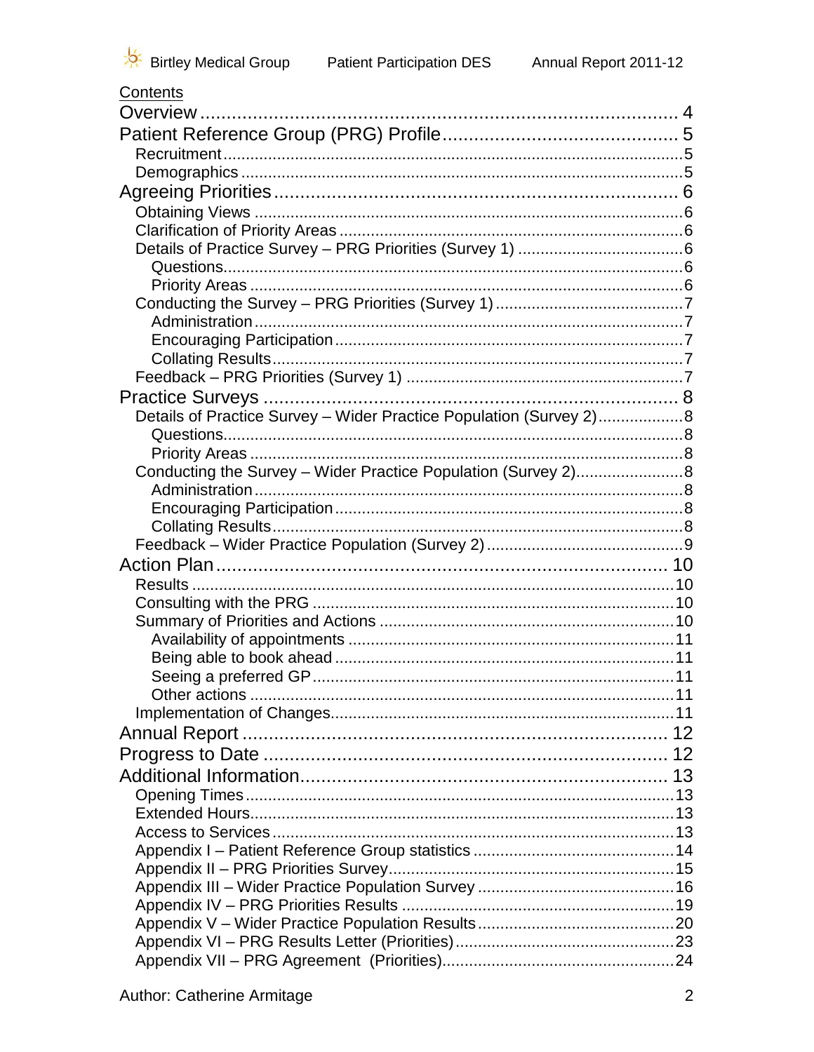## Contents

- Overview ... 4
- Patient Reference Group (PRG) Profile ... 5
  - Recruitment ... 5
  - Demographics ... 5
- Agreeing Priorities ... 6
  - Obtaining Views ... 6
  - Clarification of Priority Areas ... 6
  - Details of Practice Survey – PRG Priorities (Survey 1) ... 6
    - Questions ... 6
    - Priority Areas ... 6
  - Conducting the Survey – PRG Priorities (Survey 1) ... 7
    - Administration ... 7
    - Encouraging Participation ... 7
    - Collating Results ... 7
  - Feedback – PRG Priorities (Survey 1) ... 7
- Practice Surveys ... 8
  - Details of Practice Survey – Wider Practice Population (Survey 2) ... 8
    - Questions ... 8
    - Priority Areas ... 8
  - Conducting the Survey – Wider Practice Population (Survey 2) ... 8
    - Administration ... 8
    - Encouraging Participation ... 8
    - Collating Results ... 8
  - Feedback – Wider Practice Population (Survey 2) ... 9
- Action Plan ... 10
  - Results ... 10
  - Consulting with the PRG ... 10
  - Summary of Priorities and Actions ... 10
    - Availability of appointments ... 11
    - Being able to book ahead ... 11
    - Seeing a preferred GP ... 11
    - Other actions ... 11
  - Implementation of Changes ... 11
- Annual Report ... 12
- Progress to Date ... 12
- Additional Information ... 13
  - Opening Times ... 13
  - Extended Hours ... 13
  - Access to Services ... 13
  - Appendix I – Patient Reference Group statistics ... 14
  - Appendix II – PRG Priorities Survey ... 15
  - Appendix III – Wider Practice Population Survey ... 16
  - Appendix IV – PRG Priorities Results ... 19
  - Appendix V – Wider Practice Population Results ... 20
  - Appendix VI – PRG Results Letter (Priorities) ... 23
  - Appendix VII – PRG Agreement (Priorities) ... 24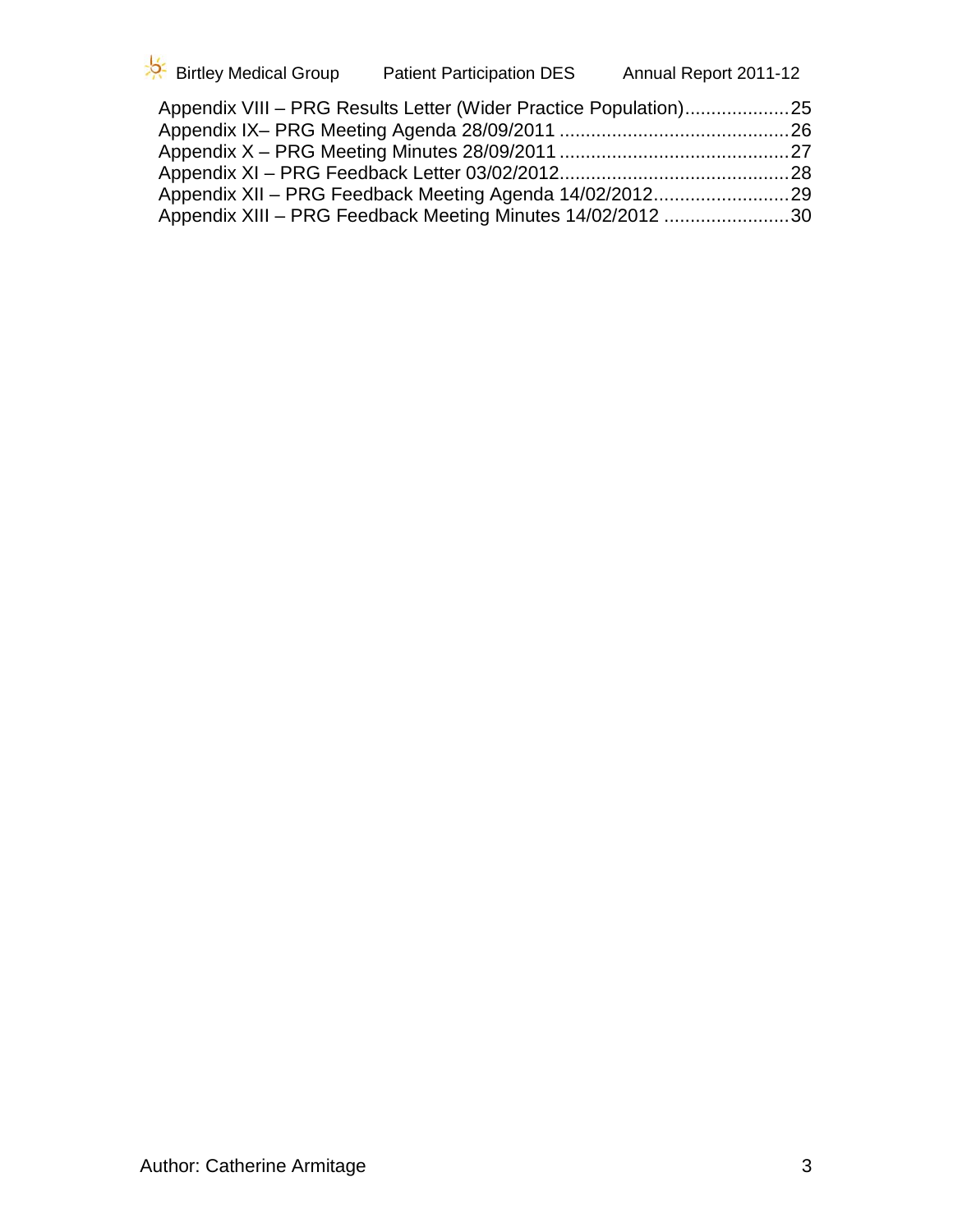Appendix VIII – PRG Results Letter (Wider Practice Population)....................25
Appendix IX– PRG Meeting Agenda 28/09/2011 ............................................26
Appendix X – PRG Meeting Minutes 28/09/2011 ............................................27
Appendix XI – PRG Feedback Letter 03/02/2012............................................28
Appendix XII – PRG Feedback Meeting Agenda 14/02/2012..........................29
Appendix XIII – PRG Feedback Meeting Minutes 14/02/2012 ........................30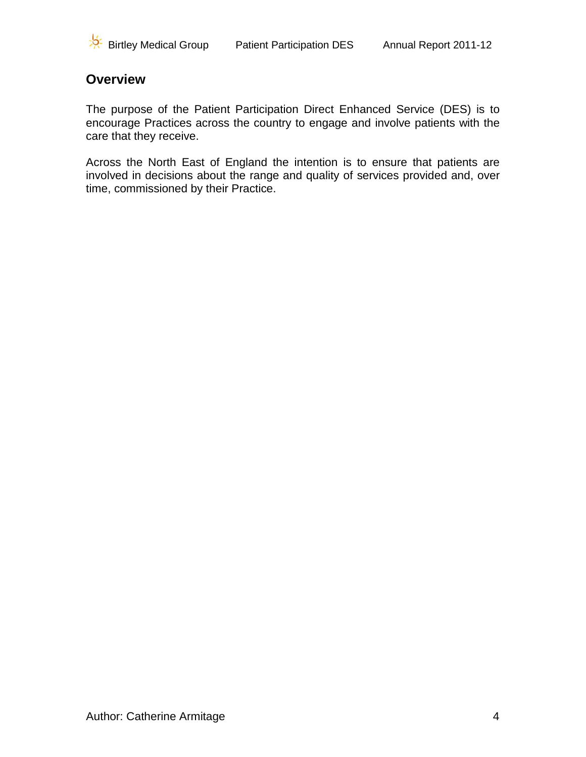## Overview

The purpose of the Patient Participation Direct Enhanced Service (DES) is to encourage Practices across the country to engage and involve patients with the care that they receive.

Across the North East of England the intention is to ensure that patients are involved in decisions about the range and quality of services provided and, over time, commissioned by their Practice.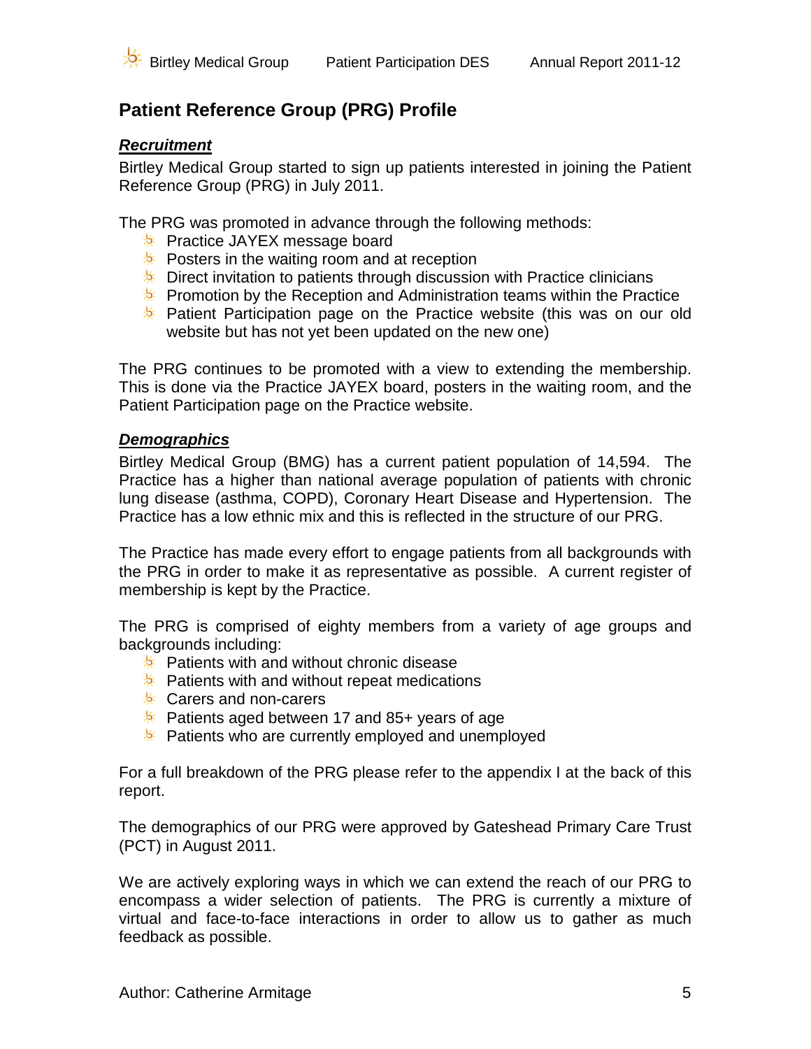## Patient Reference Group (PRG) Profile

***Recruitment***

Birtley Medical Group started to sign up patients interested in joining the Patient Reference Group (PRG) in July 2011.

The PRG was promoted in advance through the following methods:

- Practice JAYEX message board
- Posters in the waiting room and at reception
- Direct invitation to patients through discussion with Practice clinicians
- Promotion by the Reception and Administration teams within the Practice
- Patient Participation page on the Practice website (this was on our old website but has not yet been updated on the new one)

The PRG continues to be promoted with a view to extending the membership. This is done via the Practice JAYEX board, posters in the waiting room, and the Patient Participation page on the Practice website.

***Demographics***

Birtley Medical Group (BMG) has a current patient population of 14,594. The Practice has a higher than national average population of patients with chronic lung disease (asthma, COPD), Coronary Heart Disease and Hypertension. The Practice has a low ethnic mix and this is reflected in the structure of our PRG.

The Practice has made every effort to engage patients from all backgrounds with the PRG in order to make it as representative as possible. A current register of membership is kept by the Practice.

The PRG is comprised of eighty members from a variety of age groups and backgrounds including:

- Patients with and without chronic disease
- Patients with and without repeat medications
- Carers and non-carers
- Patients aged between 17 and 85+ years of age
- Patients who are currently employed and unemployed

For a full breakdown of the PRG please refer to the appendix I at the back of this report.

The demographics of our PRG were approved by Gateshead Primary Care Trust (PCT) in August 2011.

We are actively exploring ways in which we can extend the reach of our PRG to encompass a wider selection of patients. The PRG is currently a mixture of virtual and face-to-face interactions in order to allow us to gather as much feedback as possible.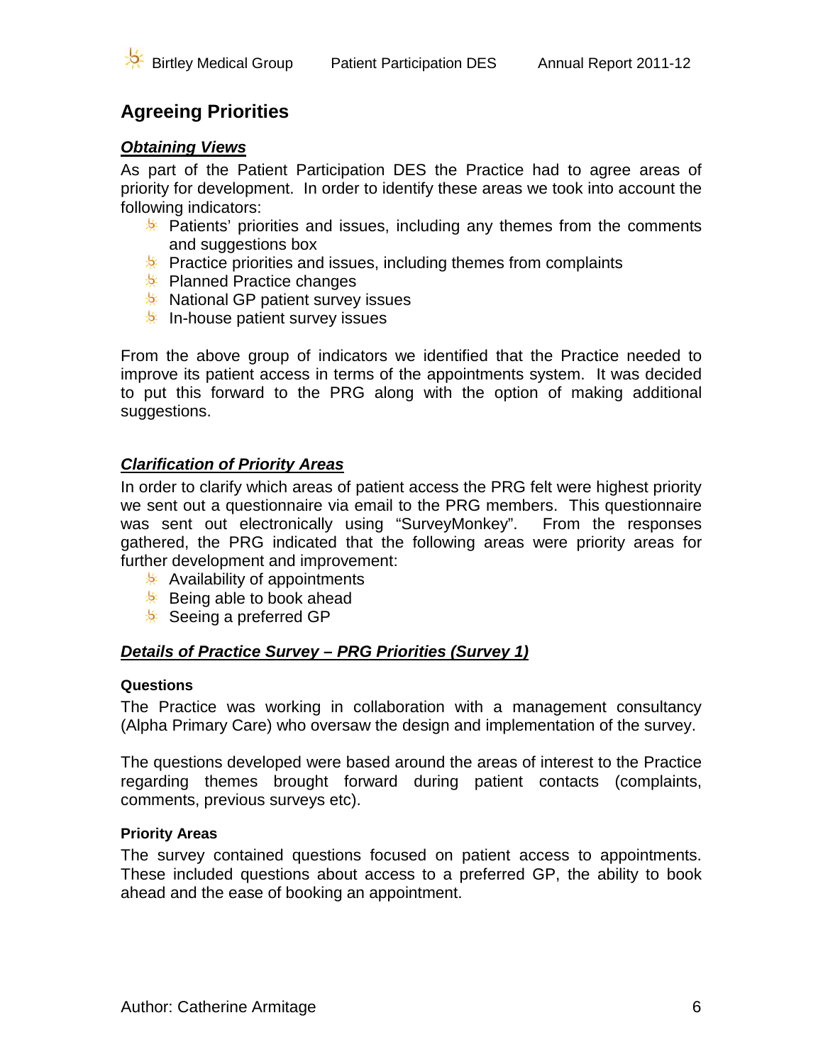## Agreeing Priorities

***Obtaining Views***

As part of the Patient Participation DES the Practice had to agree areas of priority for development. In order to identify these areas we took into account the following indicators:

- Patients' priorities and issues, including any themes from the comments and suggestions box
- Practice priorities and issues, including themes from complaints
- Planned Practice changes
- National GP patient survey issues
- In-house patient survey issues

From the above group of indicators we identified that the Practice needed to improve its patient access in terms of the appointments system. It was decided to put this forward to the PRG along with the option of making additional suggestions.

***Clarification of Priority Areas***

In order to clarify which areas of patient access the PRG felt were highest priority we sent out a questionnaire via email to the PRG members. This questionnaire was sent out electronically using "SurveyMonkey". From the responses gathered, the PRG indicated that the following areas were priority areas for further development and improvement:

- Availability of appointments
- Being able to book ahead
- Seeing a preferred GP

***Details of Practice Survey – PRG Priorities (Survey 1)***

**Questions**

The Practice was working in collaboration with a management consultancy (Alpha Primary Care) who oversaw the design and implementation of the survey.

The questions developed were based around the areas of interest to the Practice regarding themes brought forward during patient contacts (complaints, comments, previous surveys etc).

**Priority Areas**

The survey contained questions focused on patient access to appointments. These included questions about access to a preferred GP, the ability to book ahead and the ease of booking an appointment.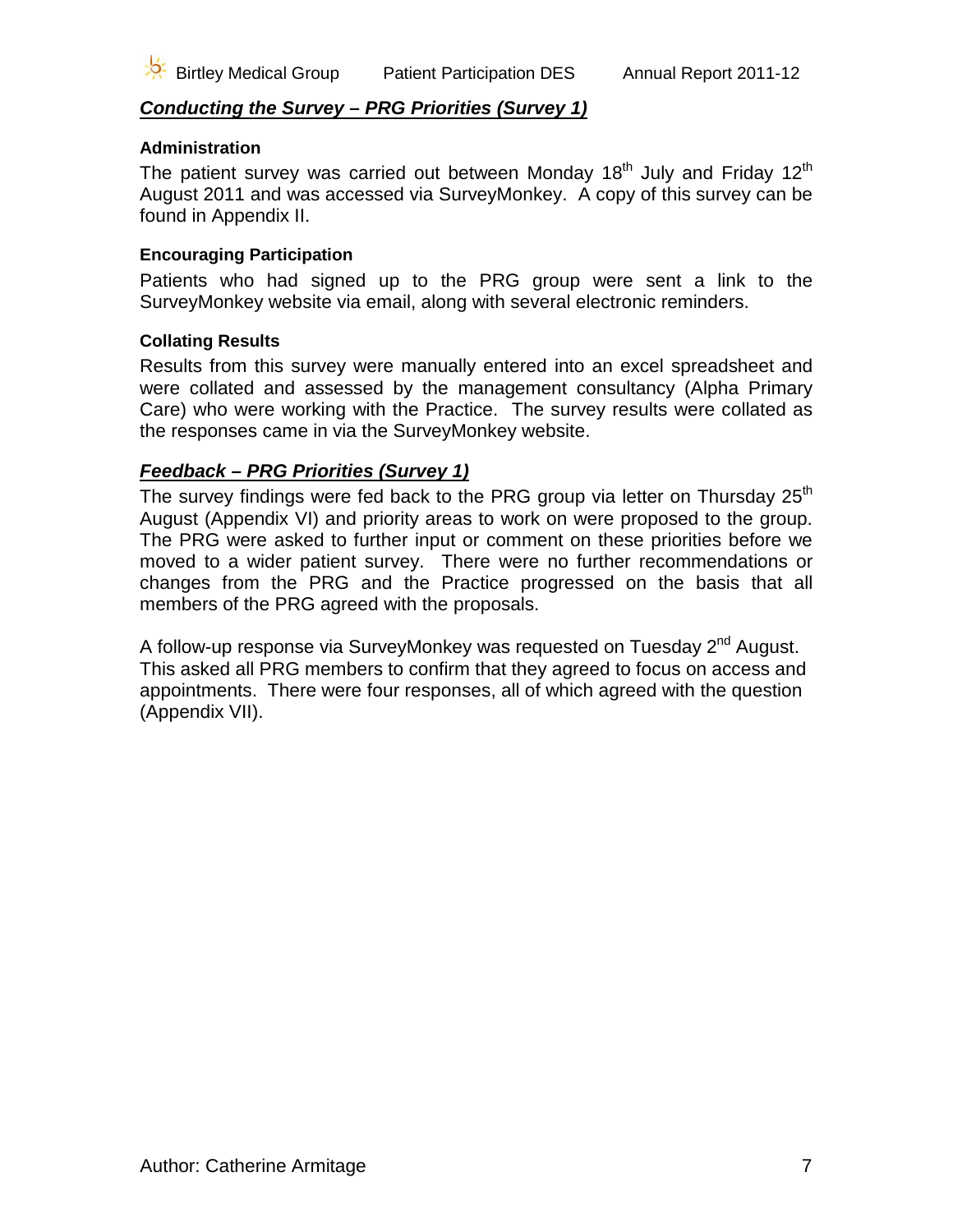## ***Conducting the Survey – PRG Priorities (Survey 1)***

**Administration**

The patient survey was carried out between Monday 18th July and Friday 12th August 2011 and was accessed via SurveyMonkey. A copy of this survey can be found in Appendix II.

**Encouraging Participation**

Patients who had signed up to the PRG group were sent a link to the SurveyMonkey website via email, along with several electronic reminders.

**Collating Results**

Results from this survey were manually entered into an excel spreadsheet and were collated and assessed by the management consultancy (Alpha Primary Care) who were working with the Practice. The survey results were collated as the responses came in via the SurveyMonkey website.

## ***Feedback – PRG Priorities (Survey 1)***

The survey findings were fed back to the PRG group via letter on Thursday 25th August (Appendix VI) and priority areas to work on were proposed to the group. The PRG were asked to further input or comment on these priorities before we moved to a wider patient survey. There were no further recommendations or changes from the PRG and the Practice progressed on the basis that all members of the PRG agreed with the proposals.

A follow-up response via SurveyMonkey was requested on Tuesday 2nd August. This asked all PRG members to confirm that they agreed to focus on access and appointments. There were four responses, all of which agreed with the question (Appendix VII).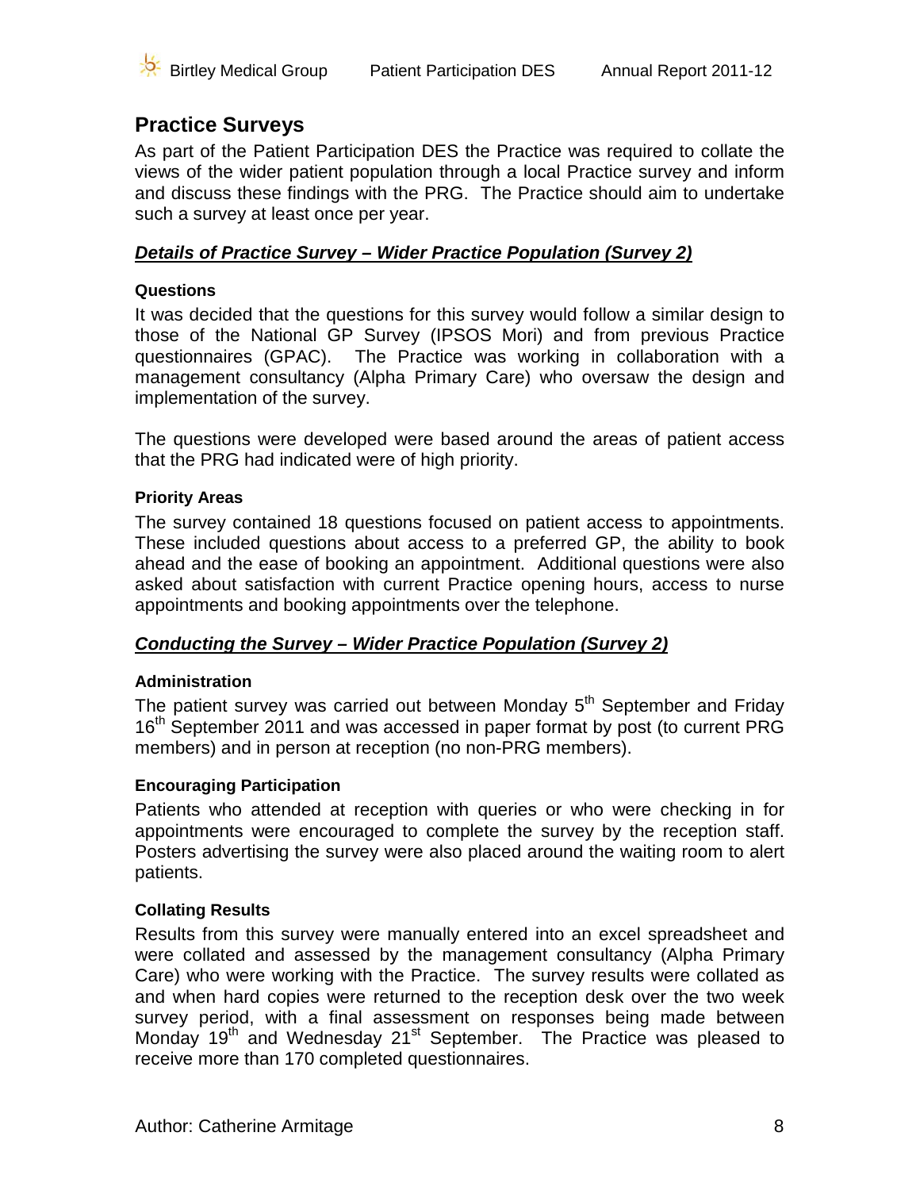## Practice Surveys

As part of the Patient Participation DES the Practice was required to collate the views of the wider patient population through a local Practice survey and inform and discuss these findings with the PRG. The Practice should aim to undertake such a survey at least once per year.

### ***Details of Practice Survey – Wider Practice Population (Survey 2)***

#### Questions

It was decided that the questions for this survey would follow a similar design to those of the National GP Survey (IPSOS Mori) and from previous Practice questionnaires (GPAC). The Practice was working in collaboration with a management consultancy (Alpha Primary Care) who oversaw the design and implementation of the survey.

The questions were developed were based around the areas of patient access that the PRG had indicated were of high priority.

#### Priority Areas

The survey contained 18 questions focused on patient access to appointments. These included questions about access to a preferred GP, the ability to book ahead and the ease of booking an appointment. Additional questions were also asked about satisfaction with current Practice opening hours, access to nurse appointments and booking appointments over the telephone.

### ***Conducting the Survey – Wider Practice Population (Survey 2)***

#### Administration

The patient survey was carried out between Monday 5th September and Friday 16th September 2011 and was accessed in paper format by post (to current PRG members) and in person at reception (no non-PRG members).

#### Encouraging Participation

Patients who attended at reception with queries or who were checking in for appointments were encouraged to complete the survey by the reception staff. Posters advertising the survey were also placed around the waiting room to alert patients.

#### Collating Results

Results from this survey were manually entered into an excel spreadsheet and were collated and assessed by the management consultancy (Alpha Primary Care) who were working with the Practice. The survey results were collated as and when hard copies were returned to the reception desk over the two week survey period, with a final assessment on responses being made between Monday 19th and Wednesday 21st September. The Practice was pleased to receive more than 170 completed questionnaires.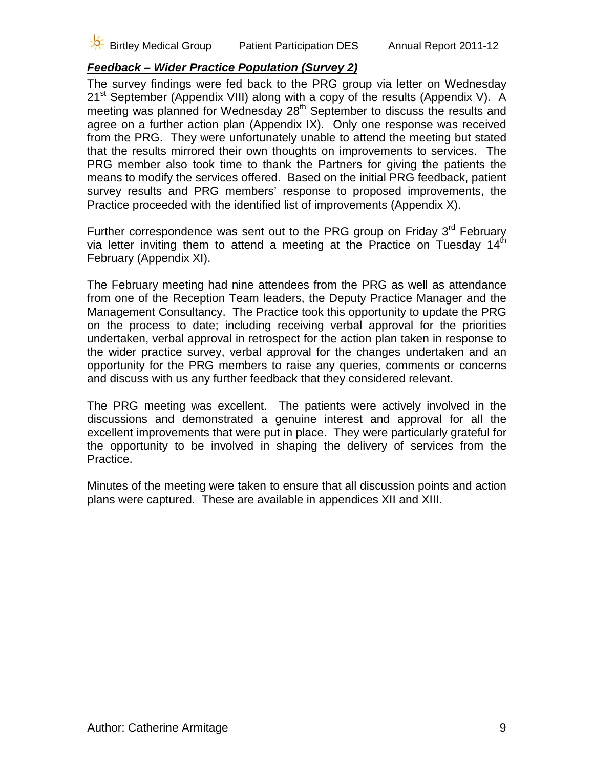***Feedback – Wider Practice Population (Survey 2)***

The survey findings were fed back to the PRG group via letter on Wednesday 21st September (Appendix VIII) along with a copy of the results (Appendix V). A meeting was planned for Wednesday 28th September to discuss the results and agree on a further action plan (Appendix IX). Only one response was received from the PRG. They were unfortunately unable to attend the meeting but stated that the results mirrored their own thoughts on improvements to services. The PRG member also took time to thank the Partners for giving the patients the means to modify the services offered. Based on the initial PRG feedback, patient survey results and PRG members' response to proposed improvements, the Practice proceeded with the identified list of improvements (Appendix X).

Further correspondence was sent out to the PRG group on Friday 3rd February via letter inviting them to attend a meeting at the Practice on Tuesday 14th February (Appendix XI).

The February meeting had nine attendees from the PRG as well as attendance from one of the Reception Team leaders, the Deputy Practice Manager and the Management Consultancy. The Practice took this opportunity to update the PRG on the process to date; including receiving verbal approval for the priorities undertaken, verbal approval in retrospect for the action plan taken in response to the wider practice survey, verbal approval for the changes undertaken and an opportunity for the PRG members to raise any queries, comments or concerns and discuss with us any further feedback that they considered relevant.

The PRG meeting was excellent. The patients were actively involved in the discussions and demonstrated a genuine interest and approval for all the excellent improvements that were put in place. They were particularly grateful for the opportunity to be involved in shaping the delivery of services from the Practice.

Minutes of the meeting were taken to ensure that all discussion points and action plans were captured. These are available in appendices XII and XIII.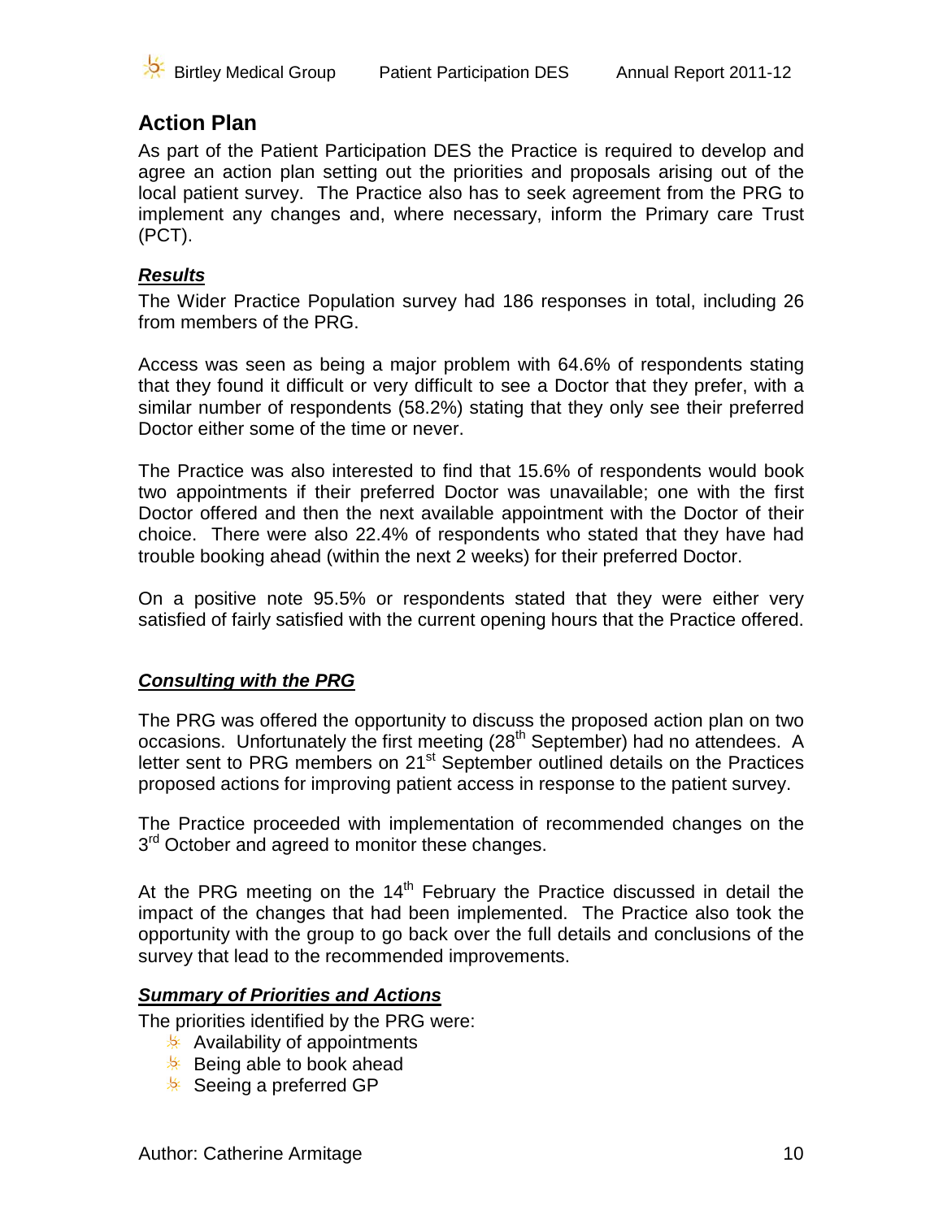## Action Plan

As part of the Patient Participation DES the Practice is required to develop and agree an action plan setting out the priorities and proposals arising out of the local patient survey. The Practice also has to seek agreement from the PRG to implement any changes and, where necessary, inform the Primary care Trust (PCT).

### ***Results***

The Wider Practice Population survey had 186 responses in total, including 26 from members of the PRG.

Access was seen as being a major problem with 64.6% of respondents stating that they found it difficult or very difficult to see a Doctor that they prefer, with a similar number of respondents (58.2%) stating that they only see their preferred Doctor either some of the time or never.

The Practice was also interested to find that 15.6% of respondents would book two appointments if their preferred Doctor was unavailable; one with the first Doctor offered and then the next available appointment with the Doctor of their choice. There were also 22.4% of respondents who stated that they have had trouble booking ahead (within the next 2 weeks) for their preferred Doctor.

On a positive note 95.5% or respondents stated that they were either very satisfied of fairly satisfied with the current opening hours that the Practice offered.

### ***Consulting with the PRG***

The PRG was offered the opportunity to discuss the proposed action plan on two occasions. Unfortunately the first meeting (28th September) had no attendees. A letter sent to PRG members on 21st September outlined details on the Practices proposed actions for improving patient access in response to the patient survey.

The Practice proceeded with implementation of recommended changes on the 3rd October and agreed to monitor these changes.

At the PRG meeting on the 14th February the Practice discussed in detail the impact of the changes that had been implemented. The Practice also took the opportunity with the group to go back over the full details and conclusions of the survey that lead to the recommended improvements.

### ***Summary of Priorities and Actions***

The priorities identified by the PRG were:

- Availability of appointments
- Being able to book ahead
- Seeing a preferred GP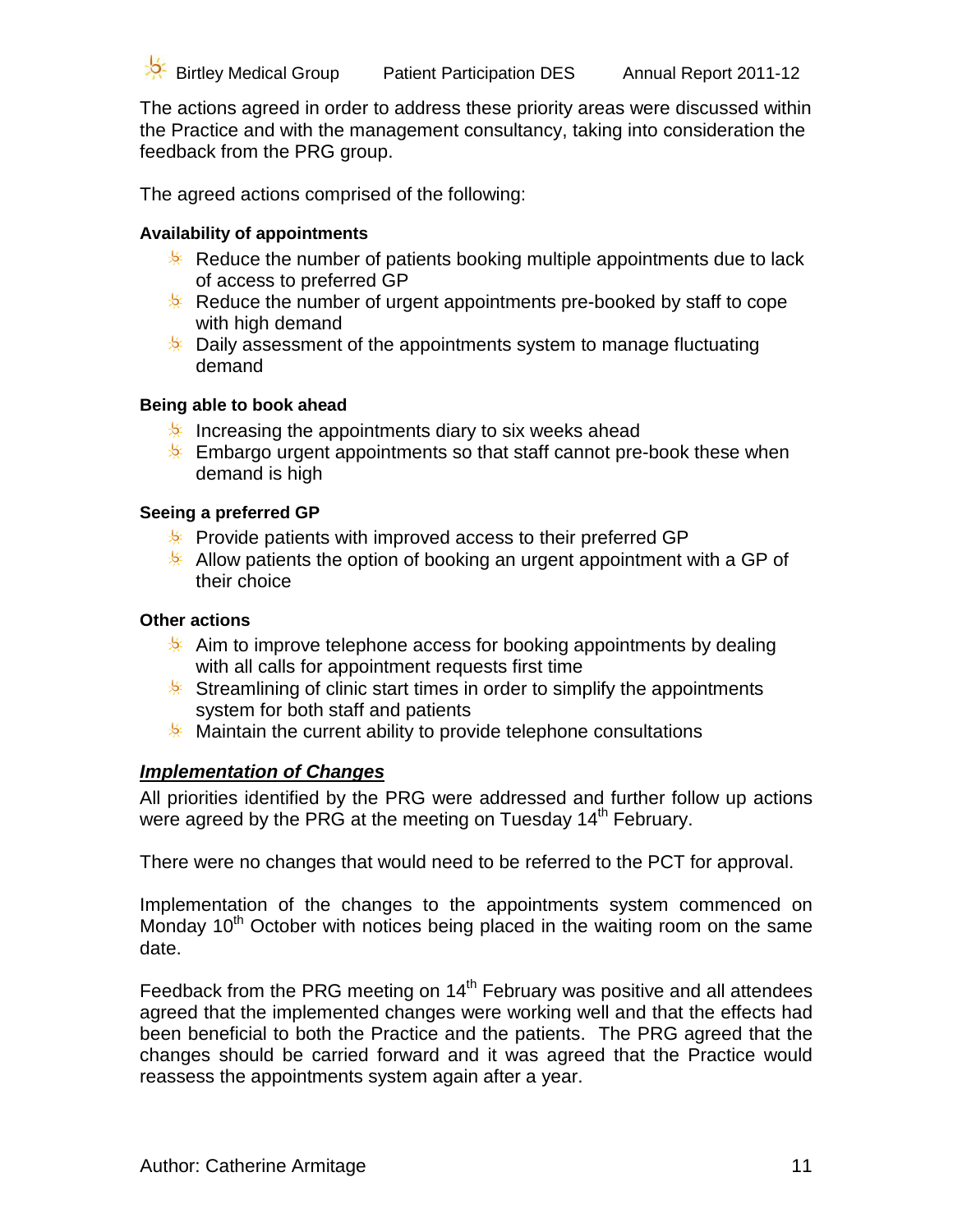The actions agreed in order to address these priority areas were discussed within the Practice and with the management consultancy, taking into consideration the feedback from the PRG group.

The agreed actions comprised of the following:

**Availability of appointments**

- Reduce the number of patients booking multiple appointments due to lack of access to preferred GP
- Reduce the number of urgent appointments pre-booked by staff to cope with high demand
- Daily assessment of the appointments system to manage fluctuating demand

**Being able to book ahead**

- Increasing the appointments diary to six weeks ahead
- Embargo urgent appointments so that staff cannot pre-book these when demand is high

**Seeing a preferred GP**

- Provide patients with improved access to their preferred GP
- Allow patients the option of booking an urgent appointment with a GP of their choice

**Other actions**

- Aim to improve telephone access for booking appointments by dealing with all calls for appointment requests first time
- Streamlining of clinic start times in order to simplify the appointments system for both staff and patients
- Maintain the current ability to provide telephone consultations

***Implementation of Changes***

All priorities identified by the PRG were addressed and further follow up actions were agreed by the PRG at the meeting on Tuesday 14th February.

There were no changes that would need to be referred to the PCT for approval.

Implementation of the changes to the appointments system commenced on Monday 10th October with notices being placed in the waiting room on the same date.

Feedback from the PRG meeting on 14th February was positive and all attendees agreed that the implemented changes were working well and that the effects had been beneficial to both the Practice and the patients. The PRG agreed that the changes should be carried forward and it was agreed that the Practice would reassess the appointments system again after a year.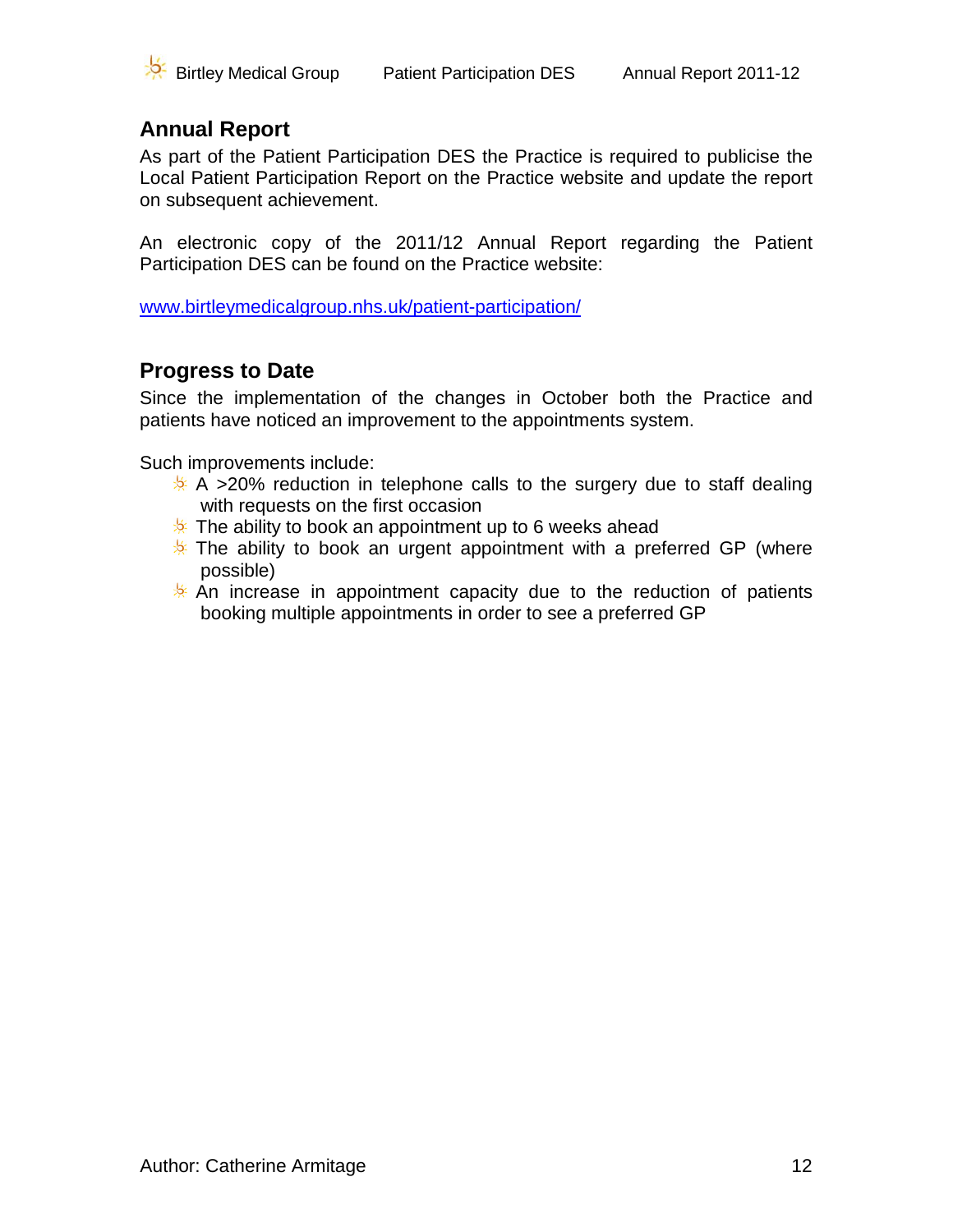## Annual Report

As part of the Patient Participation DES the Practice is required to publicise the Local Patient Participation Report on the Practice website and update the report on subsequent achievement.

An electronic copy of the 2011/12 Annual Report regarding the Patient Participation DES can be found on the Practice website:

www.birtleymedicalgroup.nhs.uk/patient-participation/

## Progress to Date

Since the implementation of the changes in October both the Practice and patients have noticed an improvement to the appointments system.

Such improvements include:

- A >20% reduction in telephone calls to the surgery due to staff dealing with requests on the first occasion
- The ability to book an appointment up to 6 weeks ahead
- The ability to book an urgent appointment with a preferred GP (where possible)
- An increase in appointment capacity due to the reduction of patients booking multiple appointments in order to see a preferred GP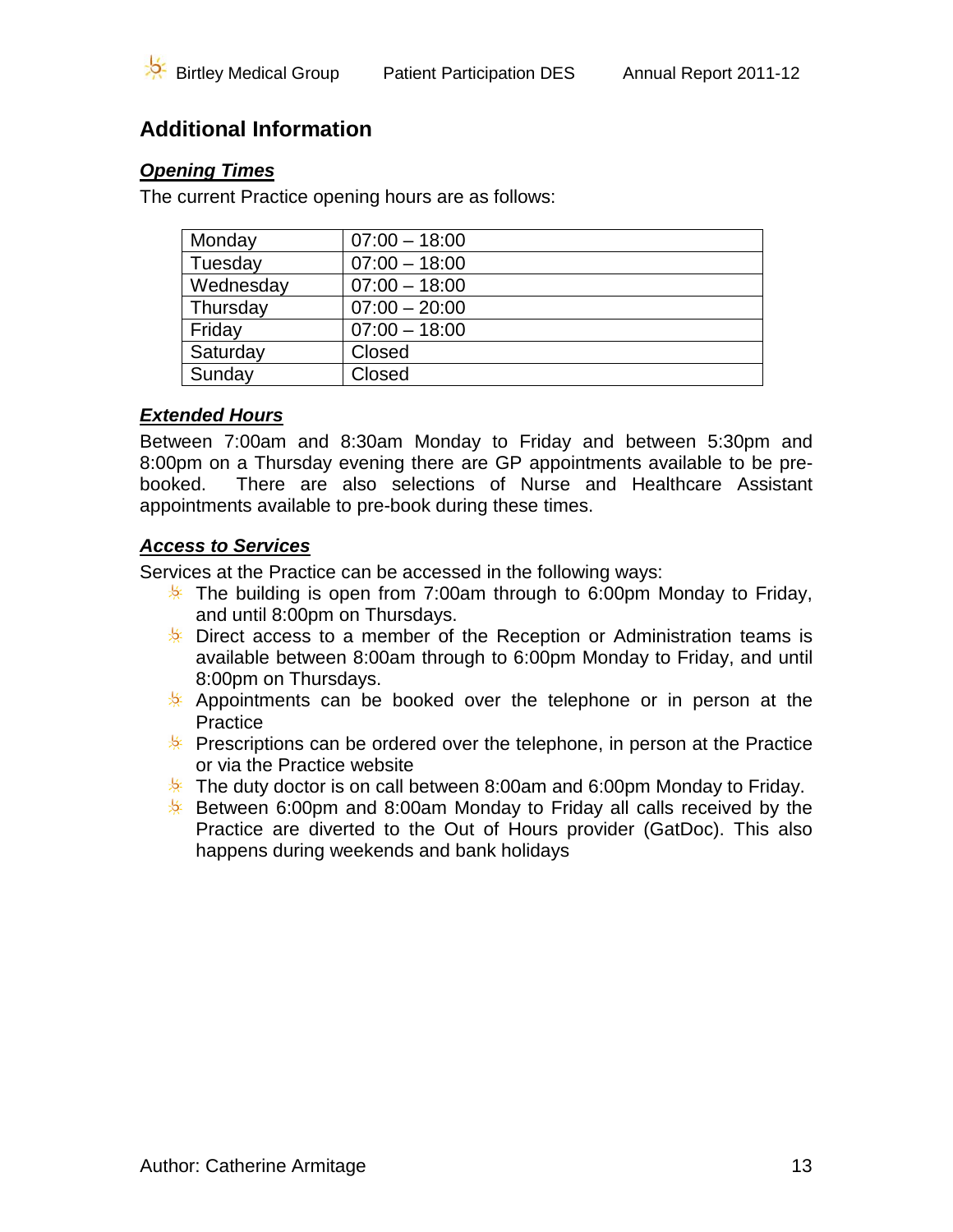## Additional Information

### ***Opening Times***

The current Practice opening hours are as follows:

| Monday | 07:00 – 18:00 |
|---|---|
| Tuesday | 07:00 – 18:00 |
| Wednesday | 07:00 – 18:00 |
| Thursday | 07:00 – 20:00 |
| Friday | 07:00 – 18:00 |
| Saturday | Closed |
| Sunday | Closed |

### ***Extended Hours***

Between 7:00am and 8:30am Monday to Friday and between 5:30pm and 8:00pm on a Thursday evening there are GP appointments available to be pre-booked. There are also selections of Nurse and Healthcare Assistant appointments available to pre-book during these times.

### ***Access to Services***

Services at the Practice can be accessed in the following ways:

- The building is open from 7:00am through to 6:00pm Monday to Friday, and until 8:00pm on Thursdays.
- Direct access to a member of the Reception or Administration teams is available between 8:00am through to 6:00pm Monday to Friday, and until 8:00pm on Thursdays.
- Appointments can be booked over the telephone or in person at the Practice
- Prescriptions can be ordered over the telephone, in person at the Practice or via the Practice website
- The duty doctor is on call between 8:00am and 6:00pm Monday to Friday.
- Between 6:00pm and 8:00am Monday to Friday all calls received by the Practice are diverted to the Out of Hours provider (GatDoc). This also happens during weekends and bank holidays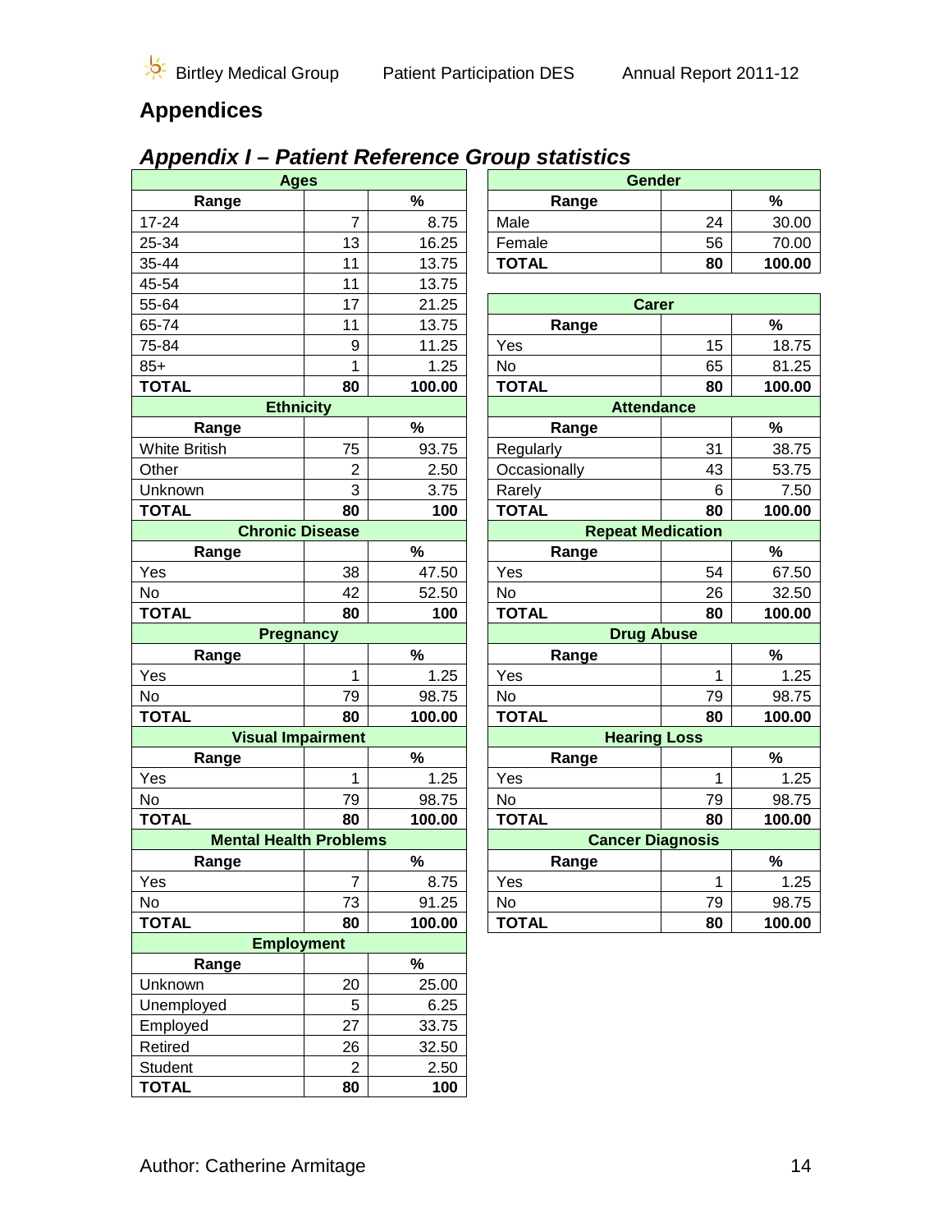# Appendices

## *Appendix I – Patient Reference Group statistics*

| Ages | | |
|---|---|---|
| **Range** | | **%** |
| 17-24 | 7 | 8.75 |
| 25-34 | 13 | 16.25 |
| 35-44 | 11 | 13.75 |
| 45-54 | 11 | 13.75 |
| 55-64 | 17 | 21.25 |
| 65-74 | 11 | 13.75 |
| 75-84 | 9 | 11.25 |
| 85+ | 1 | 1.25 |
| **TOTAL** | **80** | **100.00** |

| Ethnicity | | |
|---|---|---|
| **Range** | | **%** |
| White British | 75 | 93.75 |
| Other | 2 | 2.50 |
| Unknown | 3 | 3.75 |
| **TOTAL** | **80** | **100** |

| Chronic Disease | | |
|---|---|---|
| **Range** | | **%** |
| Yes | 38 | 47.50 |
| No | 42 | 52.50 |
| **TOTAL** | **80** | **100** |

| Pregnancy | | |
|---|---|---|
| **Range** | | **%** |
| Yes | 1 | 1.25 |
| No | 79 | 98.75 |
| **TOTAL** | **80** | **100.00** |

| Visual Impairment | | |
|---|---|---|
| **Range** | | **%** |
| Yes | 1 | 1.25 |
| No | 79 | 98.75 |
| **TOTAL** | **80** | **100.00** |

| Mental Health Problems | | |
|---|---|---|
| **Range** | | **%** |
| Yes | 7 | 8.75 |
| No | 73 | 91.25 |
| **TOTAL** | **80** | **100.00** |

| Employment | | |
|---|---|---|
| **Range** | | **%** |
| Unknown | 20 | 25.00 |
| Unemployed | 5 | 6.25 |
| Employed | 27 | 33.75 |
| Retired | 26 | 32.50 |
| Student | 2 | 2.50 |
| **TOTAL** | **80** | **100** |

| Gender | | |
|---|---|---|
| **Range** | | **%** |
| Male | 24 | 30.00 |
| Female | 56 | 70.00 |
| **TOTAL** | **80** | **100.00** |

| Carer | | |
|---|---|---|
| **Range** | | **%** |
| Yes | 15 | 18.75 |
| No | 65 | 81.25 |
| **TOTAL** | **80** | **100.00** |

| Attendance | | |
|---|---|---|
| **Range** | | **%** |
| Regularly | 31 | 38.75 |
| Occasionally | 43 | 53.75 |
| Rarely | 6 | 7.50 |
| **TOTAL** | **80** | **100.00** |

| Repeat Medication | | |
|---|---|---|
| **Range** | | **%** |
| Yes | 54 | 67.50 |
| No | 26 | 32.50 |
| **TOTAL** | **80** | **100.00** |

| Drug Abuse | | |
|---|---|---|
| **Range** | | **%** |
| Yes | 1 | 1.25 |
| No | 79 | 98.75 |
| **TOTAL** | **80** | **100.00** |

| Hearing Loss | | |
|---|---|---|
| **Range** | | **%** |
| Yes | 1 | 1.25 |
| No | 79 | 98.75 |
| **TOTAL** | **80** | **100.00** |

| Cancer Diagnosis | | |
|---|---|---|
| **Range** | | **%** |
| Yes | 1 | 1.25 |
| No | 79 | 98.75 |
| **TOTAL** | **80** | **100.00** |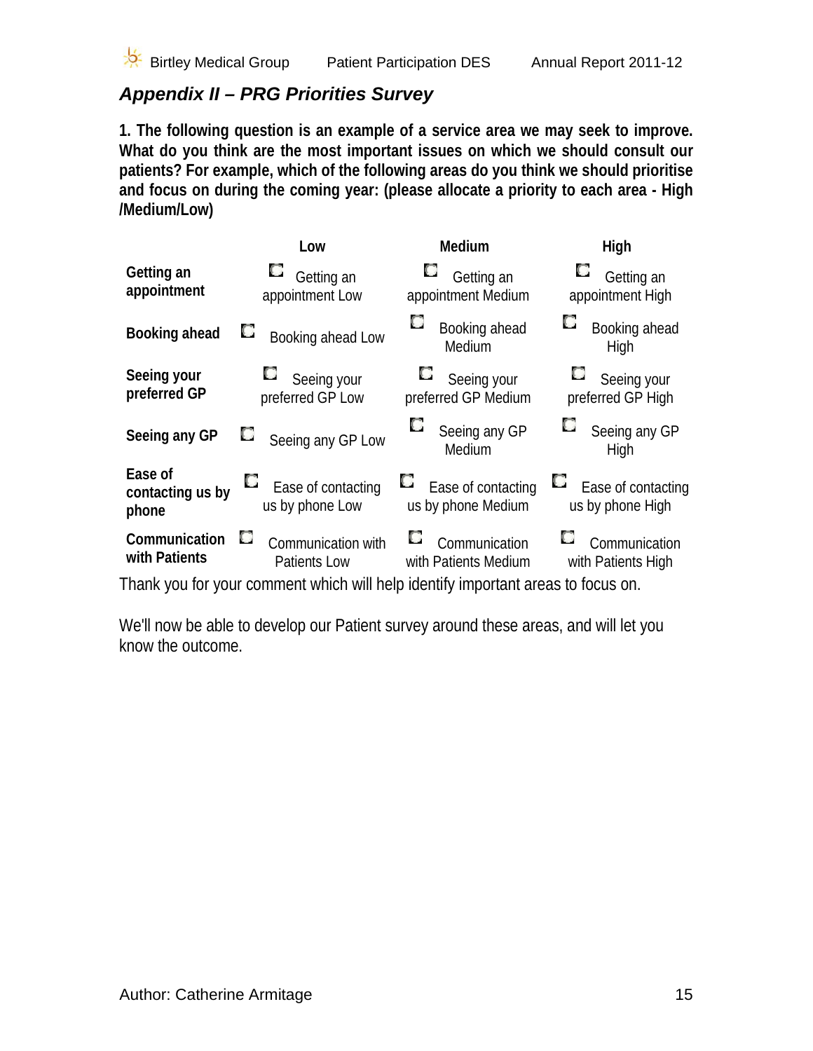## *Appendix II – PRG Priorities Survey*

**1. The following question is an example of a service area we may seek to improve. What do you think are the most important issues on which we should consult our patients? For example, which of the following areas do you think we should prioritise and focus on during the coming year: (please allocate a priority to each area - High /Medium/Low)**

| | **Low** | **Medium** | **High** |
|---|---|---|---|
| **Getting an appointment** | ☐ Getting an appointment Low | ☐ Getting an appointment Medium | ☐ Getting an appointment High |
| **Booking ahead** | ☐ Booking ahead Low | ☐ Booking ahead Medium | ☐ Booking ahead High |
| **Seeing your preferred GP** | ☐ Seeing your preferred GP Low | ☐ Seeing your preferred GP Medium | ☐ Seeing your preferred GP High |
| **Seeing any GP** | ☐ Seeing any GP Low | ☐ Seeing any GP Medium | ☐ Seeing any GP High |
| **Ease of contacting us by phone** | ☐ Ease of contacting us by phone Low | ☐ Ease of contacting us by phone Medium | ☐ Ease of contacting us by phone High |
| **Communication with Patients** | ☐ Communication with Patients Low | ☐ Communication with Patients Medium | ☐ Communication with Patients High |

Thank you for your comment which will help identify important areas to focus on.

We'll now be able to develop our Patient survey around these areas, and will let you know the outcome.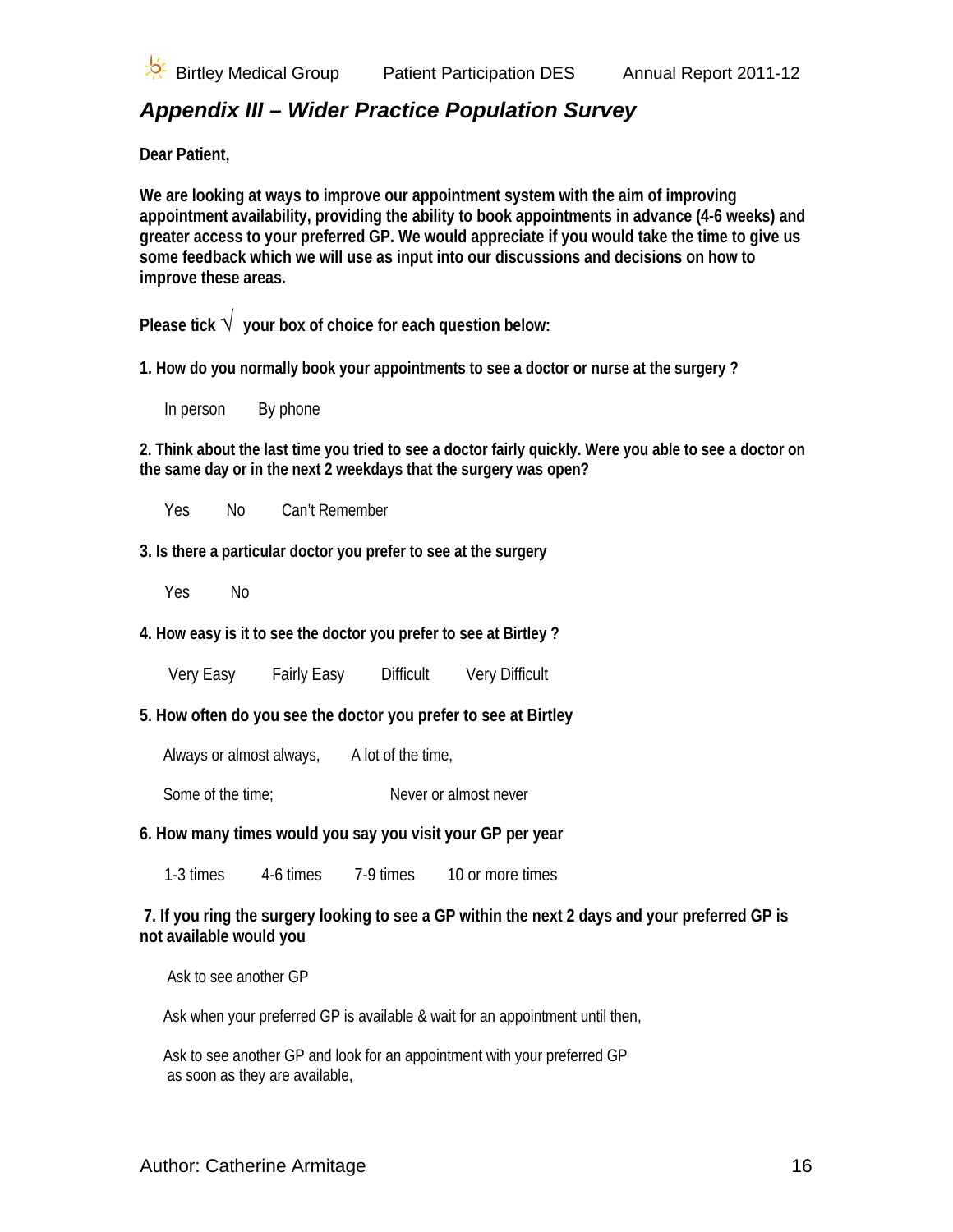## *Appendix III – Wider Practice Population Survey*

**Dear Patient,**

**We are looking at ways to improve our appointment system with the aim of improving appointment availability, providing the ability to book appointments in advance (4-6 weeks) and greater access to your preferred GP. We would appreciate if you would take the time to give us some feedback which we will use as input into our discussions and decisions on how to improve these areas.**

**Please tick √ your box of choice for each question below:**

**1. How do you normally book your appointments to see a doctor or nurse at the surgery ?**

In person   By phone

**2. Think about the last time you tried to see a doctor fairly quickly. Were you able to see a doctor on the same day or in the next 2 weekdays that the surgery was open?**

Yes   No   Can't Remember

**3. Is there a particular doctor you prefer to see at the surgery**

Yes   No

**4. How easy is it to see the doctor you prefer to see at Birtley ?**

Very Easy   Fairly Easy   Difficult   Very Difficult

**5. How often do you see the doctor you prefer to see at Birtley**

Always or almost always,   A lot of the time,

Some of the time;   Never or almost never

**6. How many times would you say you visit your GP per year**

1-3 times   4-6 times   7-9 times   10 or more times

**7. If you ring the surgery looking to see a GP within the next 2 days and your preferred GP is not available would you**

Ask to see another GP

Ask when your preferred GP is available & wait for an appointment until then,

Ask to see another GP and look for an appointment with your preferred GP as soon as they are available,

Author: Catherine Armitage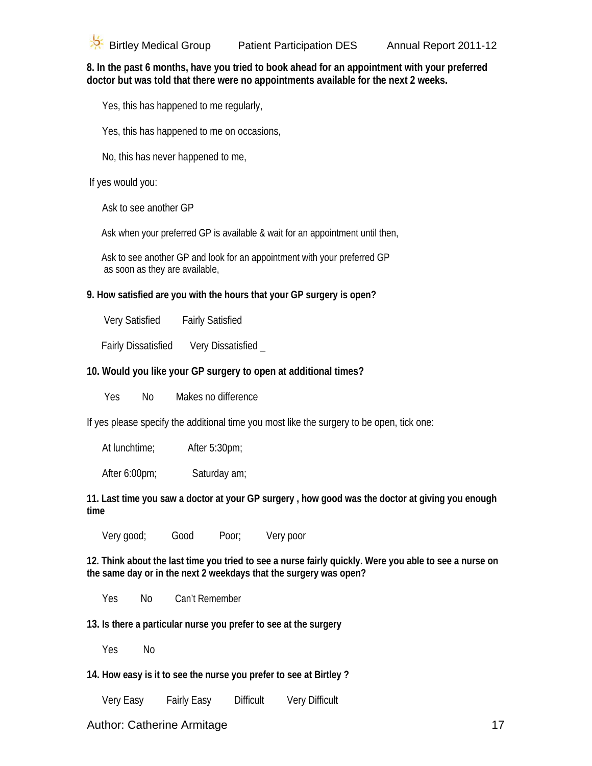**8. In the past 6 months, have you tried to book ahead for an appointment with your preferred doctor but was told that there were no appointments available for the next 2 weeks.**

Yes, this has happened to me regularly,

Yes, this has happened to me on occasions,

No, this has never happened to me,

If yes would you:

Ask to see another GP

Ask when your preferred GP is available & wait for an appointment until then,

Ask to see another GP and look for an appointment with your preferred GP as soon as they are available,

**9. How satisfied are you with the hours that your GP surgery is open?**

Very Satisfied     Fairly Satisfied

Fairly Dissatisfied     Very Dissatisfied _

**10. Would you like your GP surgery to open at additional times?**

Yes     No     Makes no difference

If yes please specify the additional time you most like the surgery to be open, tick one:

At lunchtime;     After 5:30pm;

After 6:00pm;     Saturday am;

**11. Last time you saw a doctor at your GP surgery , how good was the doctor at giving you enough time**

Very good;     Good     Poor;     Very poor

**12. Think about the last time you tried to see a nurse fairly quickly. Were you able to see a nurse on the same day or in the next 2 weekdays that the surgery was open?**

Yes     No     Can't Remember

**13. Is there a particular nurse you prefer to see at the surgery**

Yes     No

**14. How easy is it to see the nurse you prefer to see at Birtley ?**

Very Easy     Fairly Easy     Difficult     Very Difficult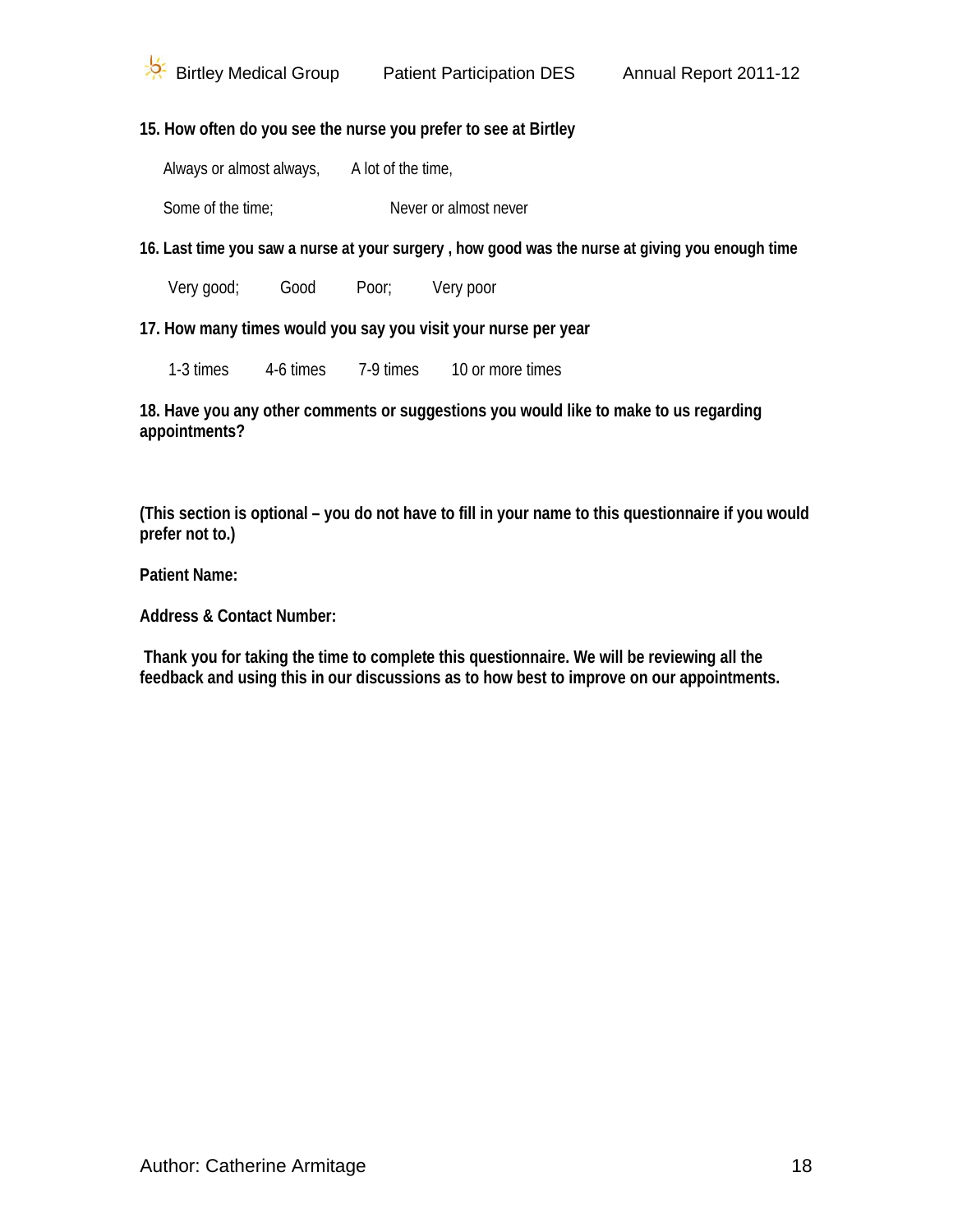**15. How often do you see the nurse you prefer to see at Birtley**

Always or almost always, A lot of the time,

Some of the time; Never or almost never

**16. Last time you saw a nurse at your surgery , how good was the nurse at giving you enough time**

Very good; Good Poor; Very poor

**17. How many times would you say you visit your nurse per year**

1-3 times 4-6 times 7-9 times 10 or more times

**18. Have you any other comments or suggestions you would like to make to us regarding appointments?**

**(This section is optional – you do not have to fill in your name to this questionnaire if you would prefer not to.)**

**Patient Name:**

**Address & Contact Number:**

**Thank you for taking the time to complete this questionnaire. We will be reviewing all the feedback and using this in our discussions as to how best to improve on our appointments.**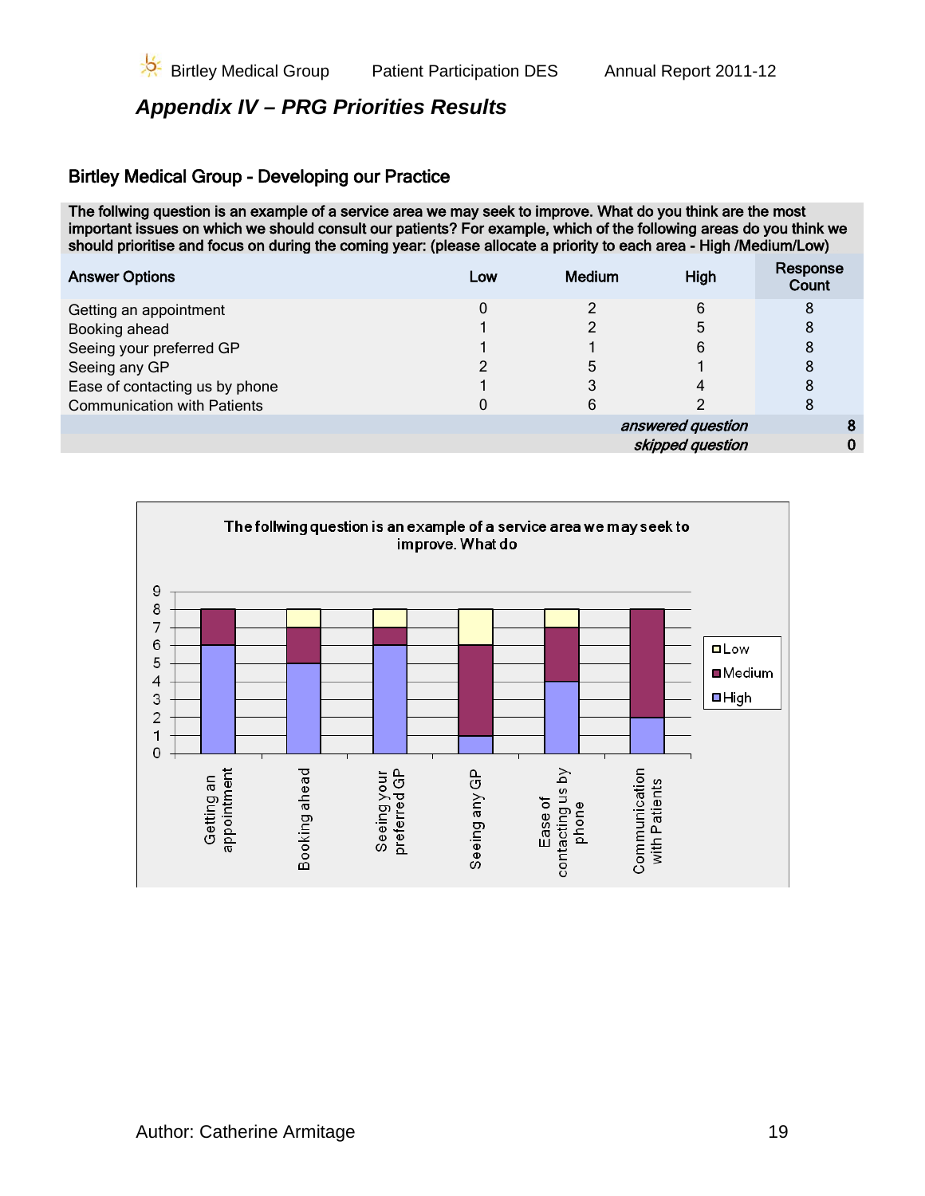## Appendix IV – PRG Priorities Results

### Birtley Medical Group - Developing our Practice

**The follwing question is an example of a service area we may seek to improve. What do you think are the most important issues on which we should consult our patients? For example, which of the following areas do you think we should prioritise and focus on during the coming year: (please allocate a priority to each area - High /Medium/Low)**

| Answer Options | Low | Medium | High | Response Count |
|---|---|---|---|---|
| Getting an appointment | 0 | 2 | 6 | 8 |
| Booking ahead | 1 | 2 | 5 | 8 |
| Seeing your preferred GP | 1 | 1 | 6 | 8 |
| Seeing any GP | 2 | 5 | 1 | 8 |
| Ease of contacting us by phone | 1 | 3 | 4 | 8 |
| Communication with Patients | 0 | 6 | 2 | 8 |
| | | | *answered question* | **8** |
| | | | *skipped question* | **0** |

The follwing question is an example of a service area we may seek to improve. What do

| | High | Medium | Low |
|---|---|---|---|
| Getting an appointment | 6 | 2 | 0 |
| Booking ahead | 5 | 2 | 1 |
| Seeing your preferred GP | 6 | 1 | 1 |
| Seeing any GP | 1 | 5 | 2 |
| Ease of contacting us by phone | 4 | 3 | 1 |
| Communication with Patients | 2 | 6 | 0 |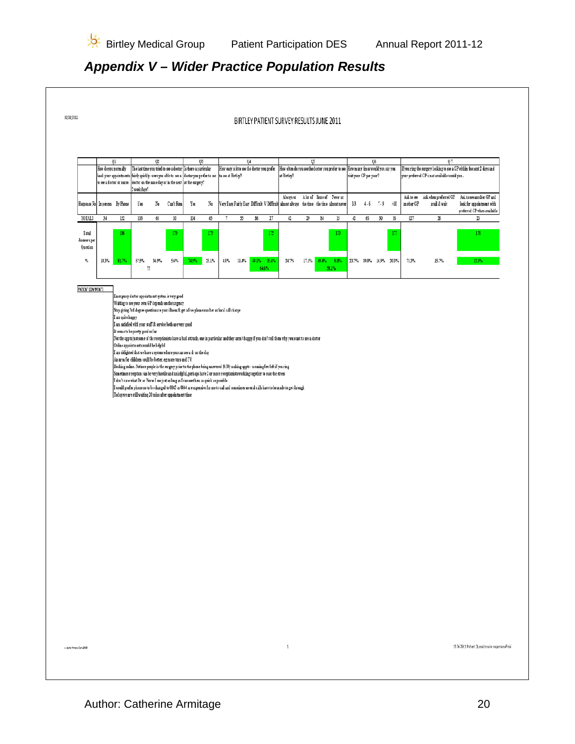## *Appendix V – Wider Practice Population Results*

02/02/2012

BIRTLEY PATIENT SURVEY RESULTS JUNE 2011

| | Q1 | | Q2 | | | Q3 | | Q4 | | | | Q5 | | | | Q6 | | | | Q7 | | |
|---|---|---|---|---|---|---|---|---|---|---|---|---|---|---|---|---|---|---|---|---|---|---|
| | How do you normally book your appointments to see a doctor or nurse. | | The last time you tried to see a doctor fairly quickly - were you able to see a doctor on the same day or in the next 2 weekdays? | | | Is there a particular doctor you prefer to see at the surgery? | | How easy is it to see the doctor you prefer to see at Birtley? | | | | How often do you see the doctor you prefer to see at Birtley? | | | | How many times would you say you visit your GP per year? | | | | If you ring the surgery looking to see a GP within the next 2 days and your preferred GP is not available would you.. | | |
| Response No | In person | By Phone | Yes | No | Can't Rem | Yes | No | Very Easy | Fairly Easy | Difficult | V Difficult | Always or almost always | A lot of the time | Some of the time | Never or almost never | 1-3 | 4 - 6 | 7 - 9 | >10 | Ask to see another GP | Ask when preferred GP avail & wait | Ask to see another GP and look for appointment with preferred GP when available |
| TOTALS | 34 | 152 | 103 | 66 | 10 | 134 | 45 | 7 | 55 | 86 | 27 | 42 | 29 | 84 | 15 | 42 | 69 | 30 | 36 | 127 | 28 | 23 |
| Total Answers per Question | | 186 | | | 179 | | 179 | | | | 175 | | | | 170 | | | | 177 | | | 178 |
| % | 18.3% | 81.7% | 57.5% | 36.9% | 5.6% | 74.9% | 25.1% | 4.0% | 31.4% | 49.1% | 15.4% | 24.7% | 17.1% | 49.4% | 8.8% | 23.7% | 39.0% | 16.9% | 20.3% | 71.3% | 15.7% | 12.9% |
| | | | | ?? | | | | | | 64.6% | | | | 58.2% | | | | | | | | |

PATIENT COMMENTS

- Emergency doctor appointment system is very good
- Waiting to see your own GP depends on the urgency
- Stop giving 3rd degree questions re your illness & get a free phone number or local call charge
- I am quite happy
- I am satisfied with your staff & service both are very good
- It seems to be pretty good so far
- Not the appts just some of the receptionists have a bad attitude, one in particular and they aren't happy if you don't tell them why you want to see a doctor
- Online appointments would be helpful
- I am delighted that we have a system where you can see a dr on the day
- An area for children could be better. eg more toys and TV
- Booking online. Notice people in the surgery prior to the phone being answered (8:30) making appts - meaning few left if you ring
- Sometimes reception can be very hostile and unhelpful, perhaps have 2 or more receptionists working together to ease the stress
- I don't care what Dr or Nurse I see just as long as I can see them as quick as possible
- I would prefer phone no to be changed to 0845 as 0844 are expensive for me to call and sometimes several calls have to be made to get through
- Today we are still waiting 20 mins after appointment time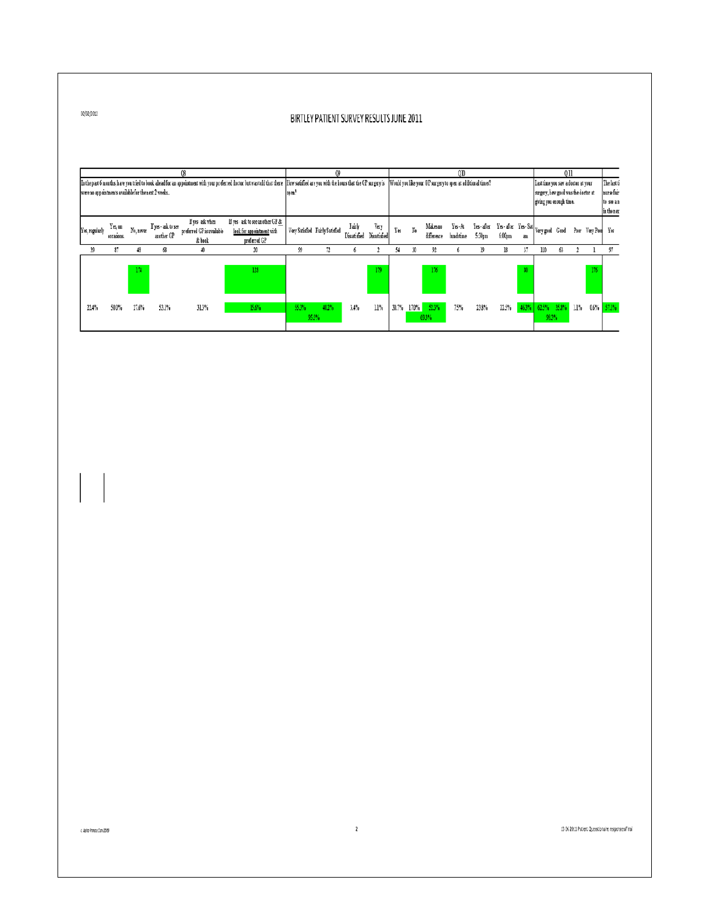# BIRTLEY PATIENT SURVEY RESULTS JUNE 2011

| Q8 | | | | | | Q9 | | | | Q10 | | | | | | | Q11 | | | | |
|---|---|---|---|---|---|---|---|---|---|---|---|---|---|---|---|---|---|---|---|---|---|
| In the past 6 months have you tried to book ahead for an appointment with your preferred doctor but was told that there were no appointments available for the next 2 weeks. | | | | | | How satisfied are you with the hours that the GP surgery is open? | | | | Would you like your GP surgery to open at additional times? | | | | | | | Last time you saw a doctor at your surgery, how good was the doctor at giving you enough time. | | | | The last ti nurse fair to see a n in the nex |
| Yes, regularly | Yes, on occasions | No, never | If yes - ask to see another GP | If yes ask when preferred GP is available & book | If yes ask to see another GP & look for appointment with preferred GP | Very Satisfied | Fairly Satisfied | Fairly Dissatisfied | Very Dissatisfied | Yes | No | Makes no difference | Yes - At lunchtime | Yes - after 5:30pm | Yes - after 6.00pm | Yes - Sat am | Very good | Good | Poor | Very Poor | Yes |
| 39 | 87 | 48 | 68 | 40 | 20 | 99 | 72 | 6 | 2 | 54 | 30 | 92 | 6 | 19 | 18 | 37 | 110 | 63 | 2 | 1 | 97 |
| | | 174 | | | 128 | | | | 179 | | | 176 | | | | 80 | | | | 176 | |
| 22.4% | 50.0% | 27.6% | 53.1% | 31.3% | 15.6% | 55.3% | 40.2% | 3.4% | 1.1% | 30.7% | 17.0% | 52.3% | 7.5% | 23.8% | 22.5% | 46.3% | 62.5% | 35.8% | 1.1% | 0.6% | 57.1% |
| | | | | | | 95.5% | | | | | 69.3% | | | | | | 98.3% | | | | |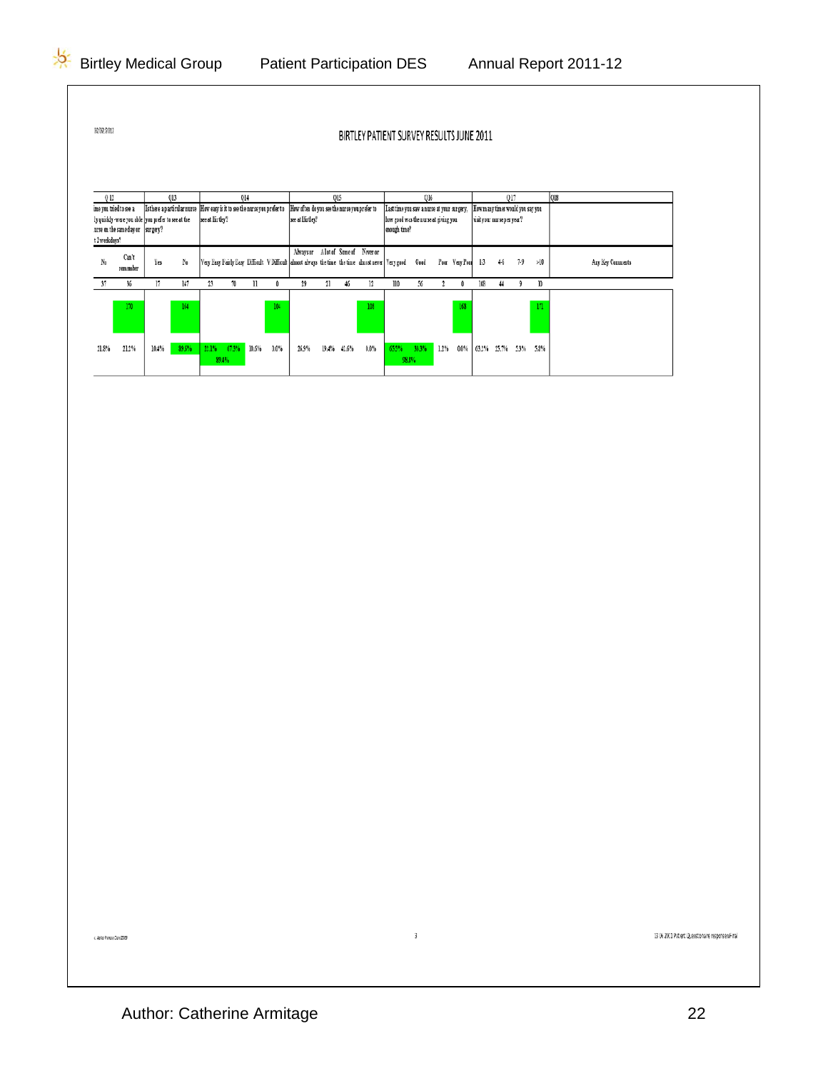02/02/2012

# BIRTLEY PATIENT SURVEY RESULTS JUNE 2011

| Q12 | | Q13 | | Q14 | | | | Q15 | | | | Q16 | | | | Q17 | | | | Q18 |
|---|---|---|---|---|---|---|---|---|---|---|---|---|---|---|---|---|---|---|---|---|
| ...ime you tried to see a ...ly quickly - were you able ...urse on the same day or ...t 2 weekdays? | | Is there a particular nurse you prefer to see at the surgery? | | How easy is it to see the nurse you prefer to see at Birtley? | | | | How often do you see the nurse you prefer to see at Birtley? | | | | Last time you saw a nurse at your surgery, how good was the nurse at giving you enough time? | | | | How many times would you say you visit your nurse per year? | | | | |
| No | Can't remember | Yes | No | Very Easy | Fairly Easy | Difficult | V Difficult | Always or almost always | A lot of the time | Some of the time | Never or almost never | Very good | Good | Poor | Very Poor | 1-3 | 4-6 | 7-9 | >10 | Any Key Comments |
| 37 | 36 | 17 | 147 | 23 | 70 | 11 | 0 | 29 | 21 | 46 | 12 | 110 | 56 | 2 | 0 | 108 | 44 | 9 | 10 | |
| | 170 | | 164 | | | | 104 | | | | 108 | | | | 168 | | | | 171 | |
| 21.8% | 21.2% | 10.4% | 89.6% | 22.1% | 67.3% | 10.6% | 0.0% | 26.9% | 19.4% | 42.6% | 11.1% | 65.5% | 33.3% | 1.2% | 0.0% | 63.2% | 25.7% | 5.3% | 5.8% | |
| | | | | 89.4% | | | | | | | | 98.8% | | | | | | | | |

c. Adobe Process Data 2009

3

13 06 2011 Patient Questionnaire responses-Final

Author: Catherine Armitage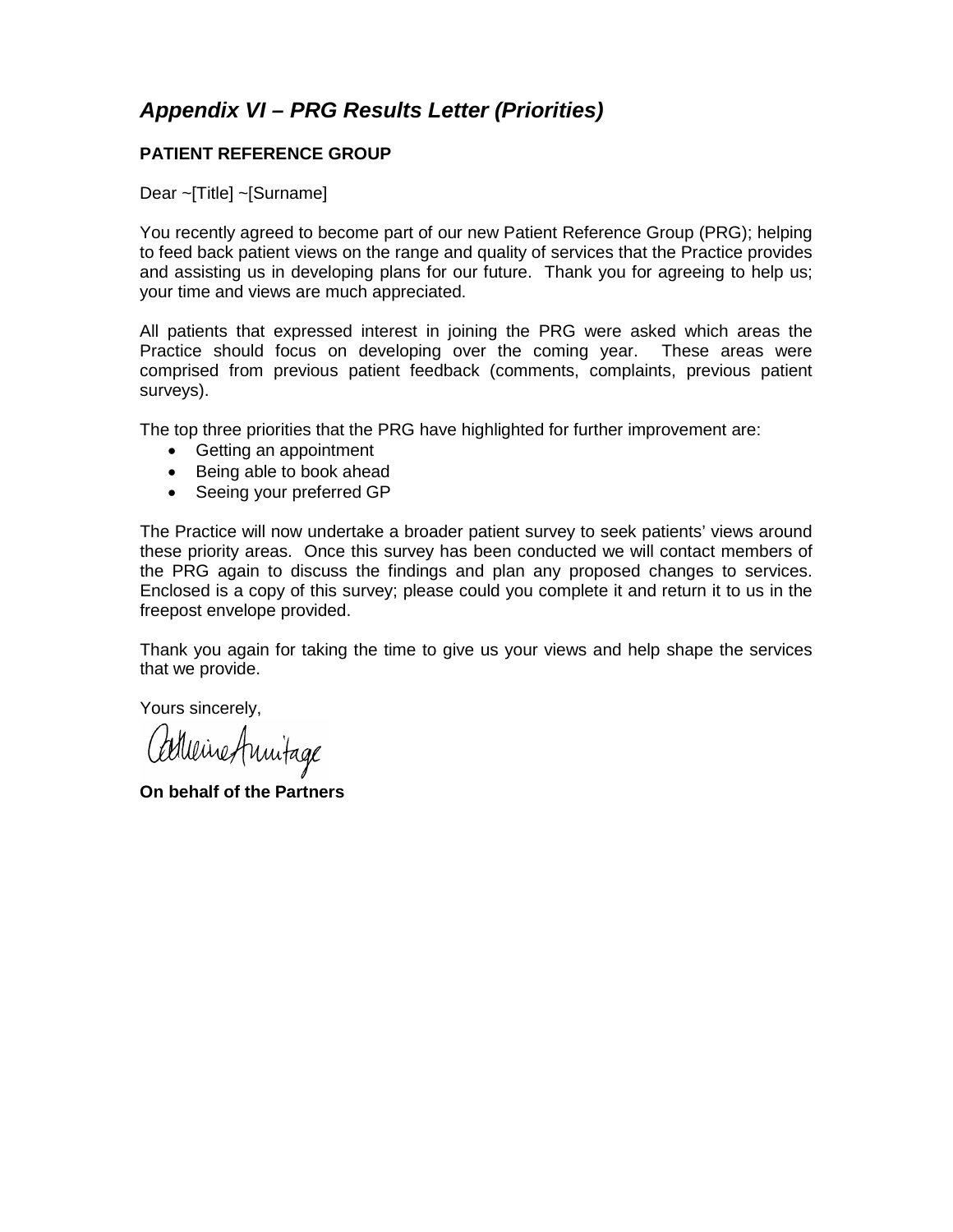## *Appendix VI – PRG Results Letter (Priorities)*

**PATIENT REFERENCE GROUP**

Dear ~[Title] ~[Surname]

You recently agreed to become part of our new Patient Reference Group (PRG); helping to feed back patient views on the range and quality of services that the Practice provides and assisting us in developing plans for our future. Thank you for agreeing to help us; your time and views are much appreciated.

All patients that expressed interest in joining the PRG were asked which areas the Practice should focus on developing over the coming year. These areas were comprised from previous patient feedback (comments, complaints, previous patient surveys).

The top three priorities that the PRG have highlighted for further improvement are:

- Getting an appointment
- Being able to book ahead
- Seeing your preferred GP

The Practice will now undertake a broader patient survey to seek patients' views around these priority areas. Once this survey has been conducted we will contact members of the PRG again to discuss the findings and plan any proposed changes to services. Enclosed is a copy of this survey; please could you complete it and return it to us in the freepost envelope provided.

Thank you again for taking the time to give us your views and help shape the services that we provide.

Yours sincerely,

Catherine Armitage

**On behalf of the Partners**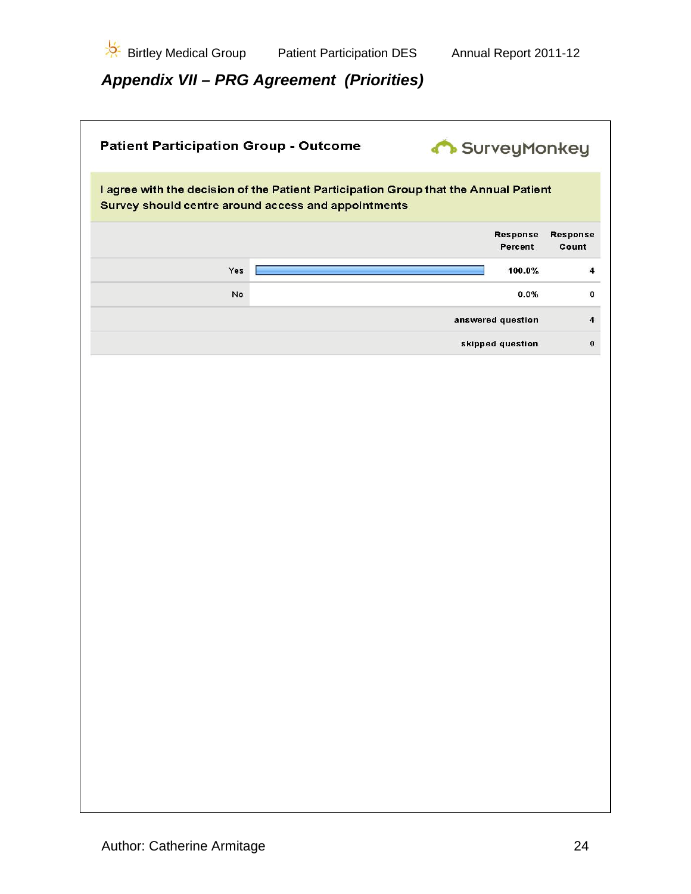## Appendix VII – PRG Agreement (Priorities)

**Patient Participation Group - Outcome**

SurveyMonkey

**I agree with the decision of the Patient Participation Group that the Annual Patient Survey should centre around access and appointments**

| | Response Percent | Response Count |
|---|---|---|
| Yes | 100.0% | 4 |
| No | 0.0% | 0 |
| answered question | | 4 |
| skipped question | | 0 |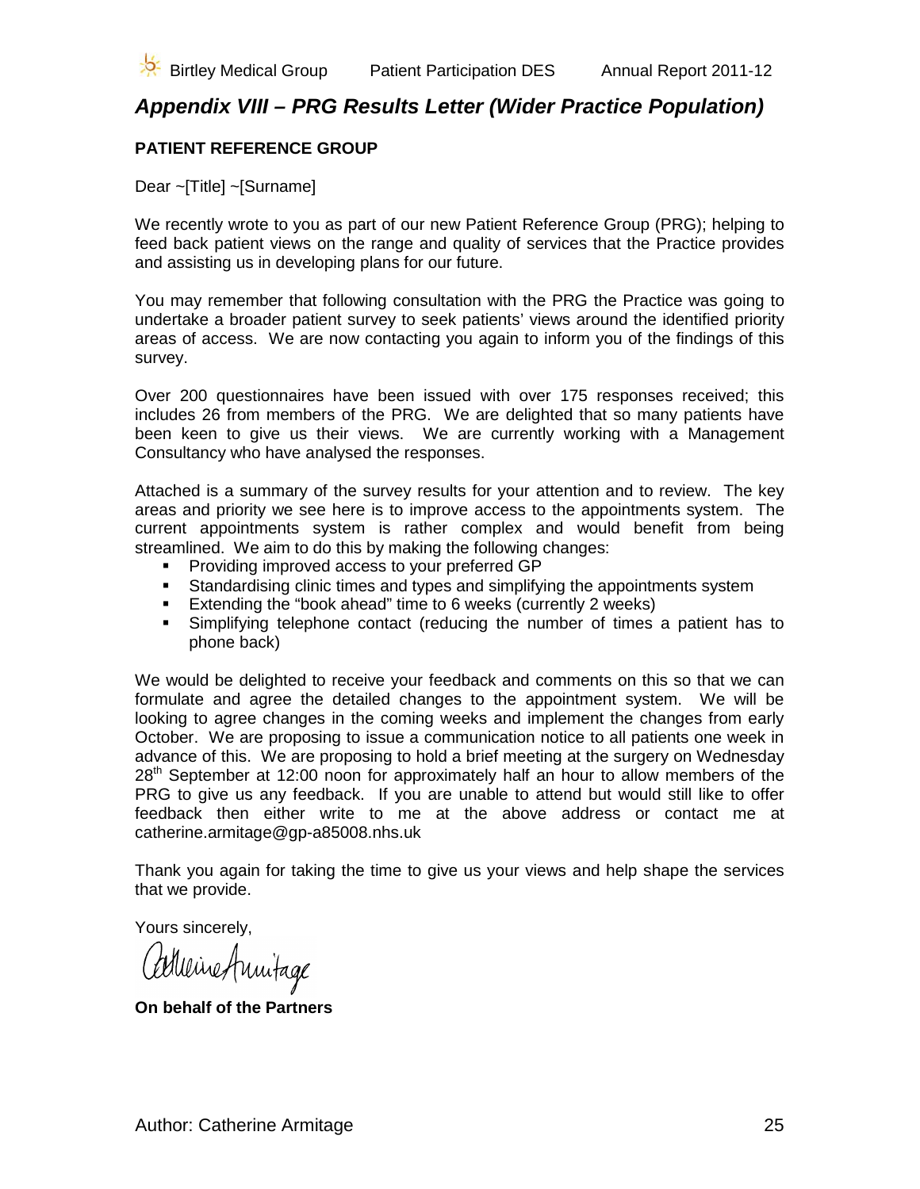## *Appendix VIII – PRG Results Letter (Wider Practice Population)*

**PATIENT REFERENCE GROUP**

Dear ~[Title] ~[Surname]

We recently wrote to you as part of our new Patient Reference Group (PRG); helping to feed back patient views on the range and quality of services that the Practice provides and assisting us in developing plans for our future.

You may remember that following consultation with the PRG the Practice was going to undertake a broader patient survey to seek patients' views around the identified priority areas of access. We are now contacting you again to inform you of the findings of this survey.

Over 200 questionnaires have been issued with over 175 responses received; this includes 26 from members of the PRG. We are delighted that so many patients have been keen to give us their views. We are currently working with a Management Consultancy who have analysed the responses.

Attached is a summary of the survey results for your attention and to review. The key areas and priority we see here is to improve access to the appointments system. The current appointments system is rather complex and would benefit from being streamlined. We aim to do this by making the following changes:

- Providing improved access to your preferred GP
- Standardising clinic times and types and simplifying the appointments system
- Extending the "book ahead" time to 6 weeks (currently 2 weeks)
- Simplifying telephone contact (reducing the number of times a patient has to phone back)

We would be delighted to receive your feedback and comments on this so that we can formulate and agree the detailed changes to the appointment system. We will be looking to agree changes in the coming weeks and implement the changes from early October. We are proposing to issue a communication notice to all patients one week in advance of this. We are proposing to hold a brief meeting at the surgery on Wednesday 28th September at 12:00 noon for approximately half an hour to allow members of the PRG to give us any feedback. If you are unable to attend but would still like to offer feedback then either write to me at the above address or contact me at catherine.armitage@gp-a85008.nhs.uk

Thank you again for taking the time to give us your views and help shape the services that we provide.

Yours sincerely,

Catherine Armitage

**On behalf of the Partners**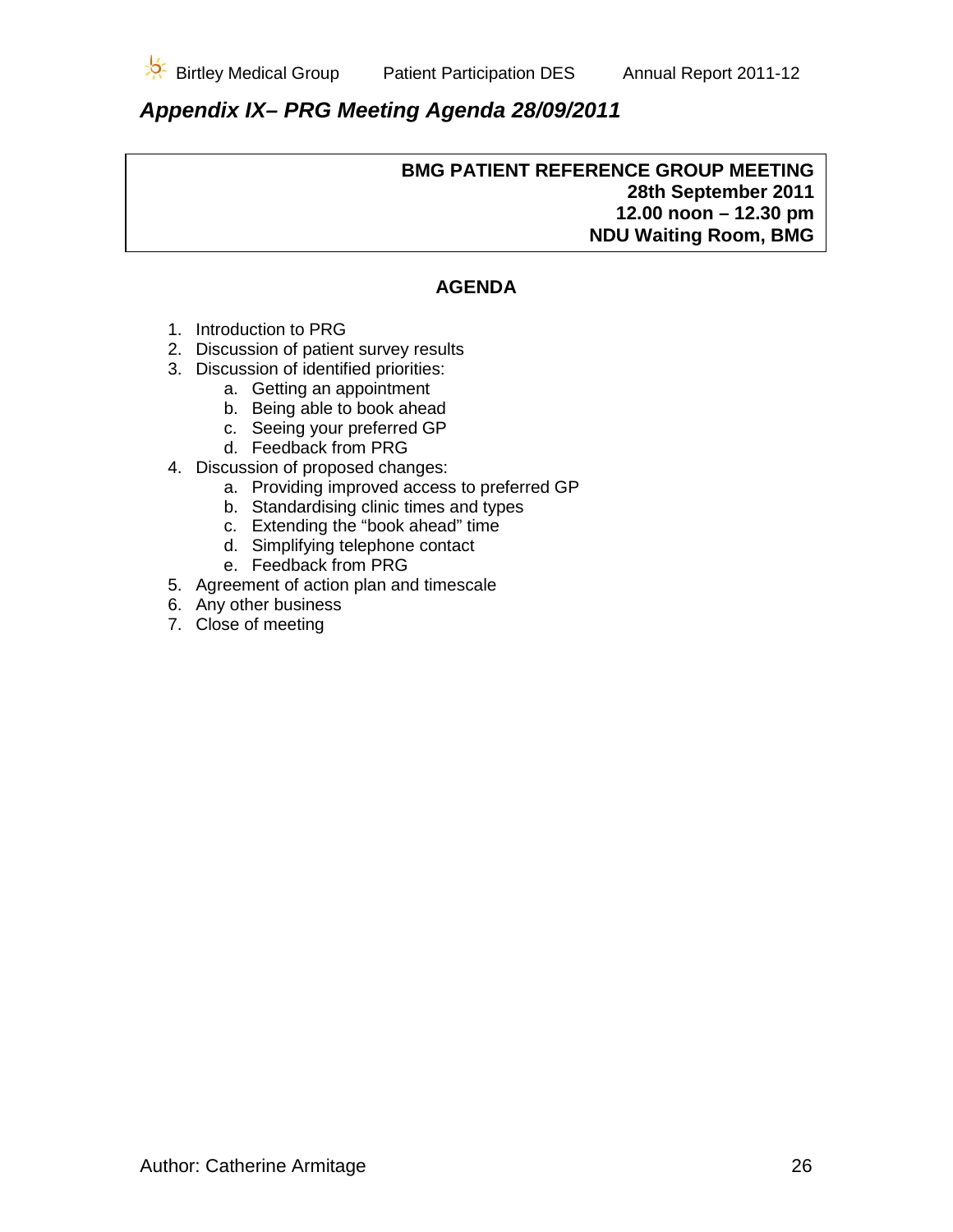## *Appendix IX– PRG Meeting Agenda 28/09/2011*

**BMG PATIENT REFERENCE GROUP MEETING**
**28th September 2011**
**12.00 noon – 12.30 pm**
**NDU Waiting Room, BMG**

**AGENDA**

1. Introduction to PRG
2. Discussion of patient survey results
3. Discussion of identified priorities:
    a. Getting an appointment
    b. Being able to book ahead
    c. Seeing your preferred GP
    d. Feedback from PRG
4. Discussion of proposed changes:
    a. Providing improved access to preferred GP
    b. Standardising clinic times and types
    c. Extending the "book ahead" time
    d. Simplifying telephone contact
    e. Feedback from PRG
5. Agreement of action plan and timescale
6. Any other business
7. Close of meeting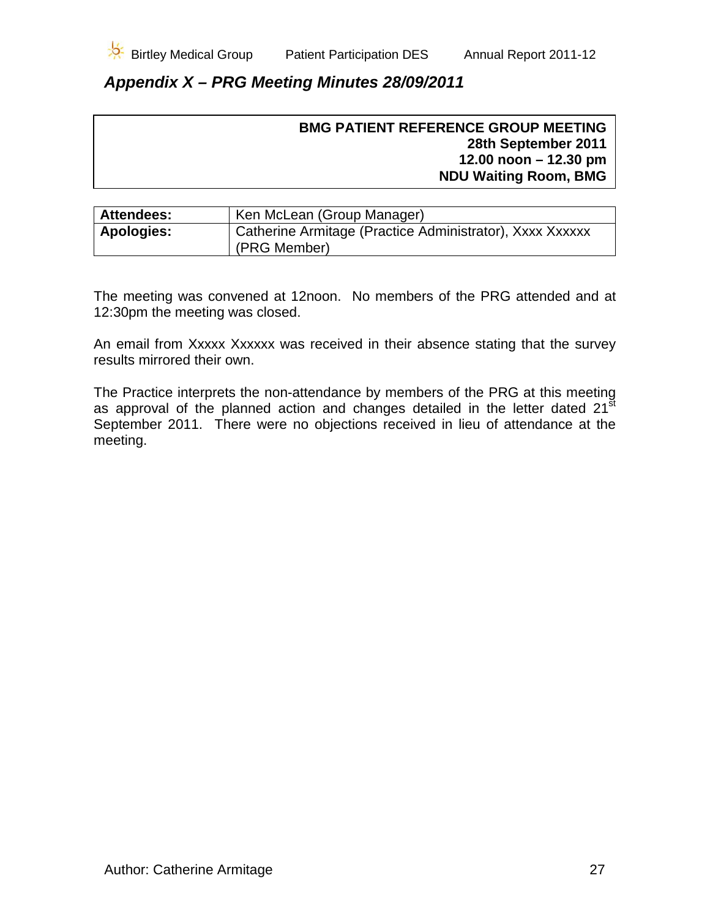## *Appendix X – PRG Meeting Minutes 28/09/2011*

| **BMG PATIENT REFERENCE GROUP MEETING** |
|---|
| **28th September 2011** |
| **12.00 noon – 12.30 pm** |
| **NDU Waiting Room, BMG** |

| **Attendees:** | Ken McLean (Group Manager) |
|---|---|
| **Apologies:** | Catherine Armitage (Practice Administrator), Xxxx Xxxxxx (PRG Member) |

The meeting was convened at 12noon. No members of the PRG attended and at 12:30pm the meeting was closed.

An email from Xxxxx Xxxxxx was received in their absence stating that the survey results mirrored their own.

The Practice interprets the non-attendance by members of the PRG at this meeting as approval of the planned action and changes detailed in the letter dated 21st September 2011. There were no objections received in lieu of attendance at the meeting.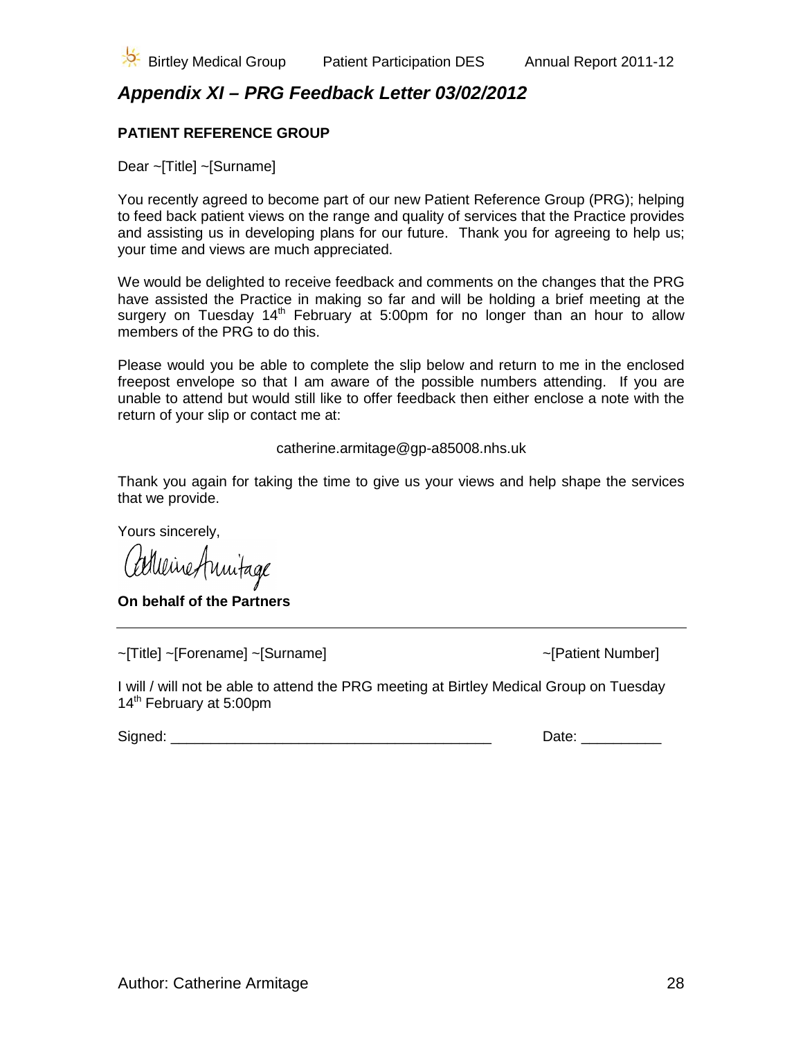## *Appendix XI – PRG Feedback Letter 03/02/2012*

**PATIENT REFERENCE GROUP**

Dear ~[Title] ~[Surname]

You recently agreed to become part of our new Patient Reference Group (PRG); helping to feed back patient views on the range and quality of services that the Practice provides and assisting us in developing plans for our future. Thank you for agreeing to help us; your time and views are much appreciated.

We would be delighted to receive feedback and comments on the changes that the PRG have assisted the Practice in making so far and will be holding a brief meeting at the surgery on Tuesday 14th February at 5:00pm for no longer than an hour to allow members of the PRG to do this.

Please would you be able to complete the slip below and return to me in the enclosed freepost envelope so that I am aware of the possible numbers attending. If you are unable to attend but would still like to offer feedback then either enclose a note with the return of your slip or contact me at:

catherine.armitage@gp-a85008.nhs.uk

Thank you again for taking the time to give us your views and help shape the services that we provide.

Yours sincerely,

Catherine Armitage

**On behalf of the Partners**

---

~[Title] ~[Forename] ~[Surname] ~[Patient Number]

I will / will not be able to attend the PRG meeting at Birtley Medical Group on Tuesday 14th February at 5:00pm

Signed: ________________________________________ Date: __________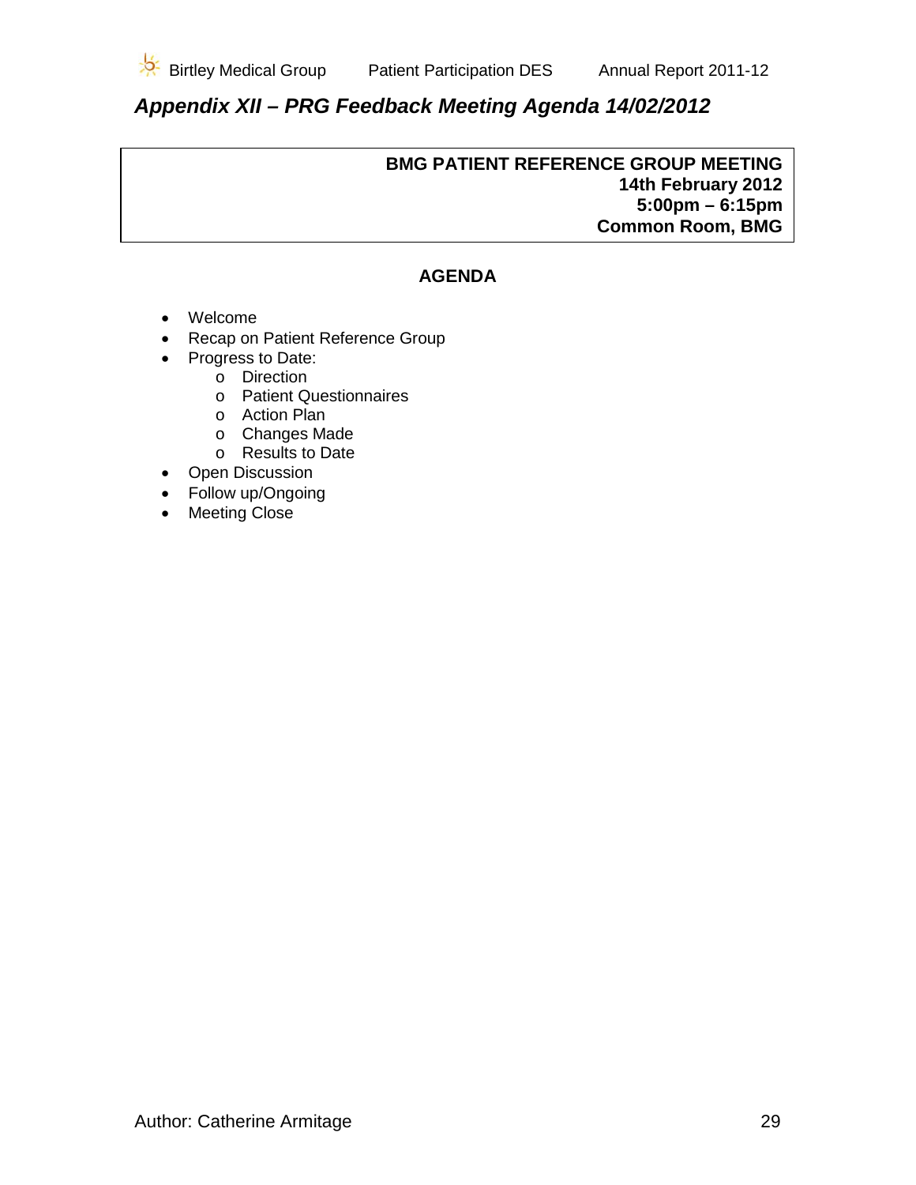## *Appendix XII – PRG Feedback Meeting Agenda 14/02/2012*

**BMG PATIENT REFERENCE GROUP MEETING**
**14th February 2012**
**5:00pm – 6:15pm**
**Common Room, BMG**

**AGENDA**

- Welcome
- Recap on Patient Reference Group
- Progress to Date:
    - Direction
    - Patient Questionnaires
    - Action Plan
    - Changes Made
    - Results to Date
- Open Discussion
- Follow up/Ongoing
- Meeting Close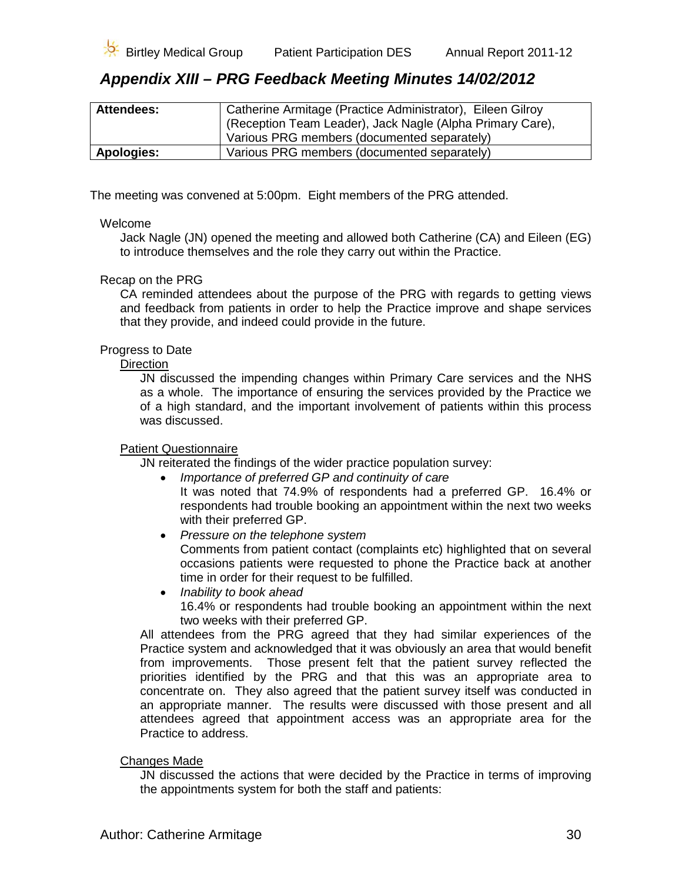## Appendix XIII – PRG Feedback Meeting Minutes 14/02/2012

| **Attendees:** | Catherine Armitage (Practice Administrator), Eileen Gilroy (Reception Team Leader), Jack Nagle (Alpha Primary Care), Various PRG members (documented separately) |
|---|---|
| **Apologies:** | Various PRG members (documented separately) |

The meeting was convened at 5:00pm. Eight members of the PRG attended.

Welcome

Jack Nagle (JN) opened the meeting and allowed both Catherine (CA) and Eileen (EG) to introduce themselves and the role they carry out within the Practice.

Recap on the PRG

CA reminded attendees about the purpose of the PRG with regards to getting views and feedback from patients in order to help the Practice improve and shape services that they provide, and indeed could provide in the future.

Progress to Date

Direction

JN discussed the impending changes within Primary Care services and the NHS as a whole. The importance of ensuring the services provided by the Practice we of a high standard, and the important involvement of patients within this process was discussed.

Patient Questionnaire

JN reiterated the findings of the wider practice population survey:

- *Importance of preferred GP and continuity of care*
  It was noted that 74.9% of respondents had a preferred GP. 16.4% or respondents had trouble booking an appointment within the next two weeks with their preferred GP.
- *Pressure on the telephone system*
  Comments from patient contact (complaints etc) highlighted that on several occasions patients were requested to phone the Practice back at another time in order for their request to be fulfilled.
- *Inability to book ahead*
  16.4% or respondents had trouble booking an appointment within the next two weeks with their preferred GP.

All attendees from the PRG agreed that they had similar experiences of the Practice system and acknowledged that it was obviously an area that would benefit from improvements. Those present felt that the patient survey reflected the priorities identified by the PRG and that this was an appropriate area to concentrate on. They also agreed that the patient survey itself was conducted in an appropriate manner. The results were discussed with those present and all attendees agreed that appointment access was an appropriate area for the Practice to address.

Changes Made

JN discussed the actions that were decided by the Practice in terms of improving the appointments system for both the staff and patients: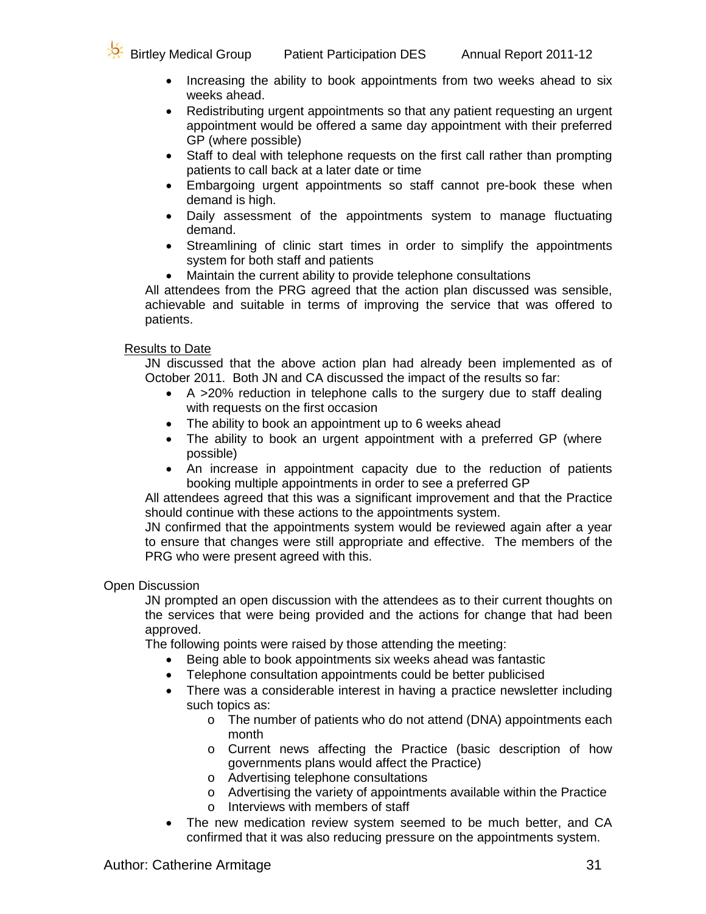- Increasing the ability to book appointments from two weeks ahead to six weeks ahead.
- Redistributing urgent appointments so that any patient requesting an urgent appointment would be offered a same day appointment with their preferred GP (where possible)
- Staff to deal with telephone requests on the first call rather than prompting patients to call back at a later date or time
- Embargoing urgent appointments so staff cannot pre-book these when demand is high.
- Daily assessment of the appointments system to manage fluctuating demand.
- Streamlining of clinic start times in order to simplify the appointments system for both staff and patients
- Maintain the current ability to provide telephone consultations

All attendees from the PRG agreed that the action plan discussed was sensible, achievable and suitable in terms of improving the service that was offered to patients.

<u>Results to Date</u>

JN discussed that the above action plan had already been implemented as of October 2011. Both JN and CA discussed the impact of the results so far:

- A >20% reduction in telephone calls to the surgery due to staff dealing with requests on the first occasion
- The ability to book an appointment up to 6 weeks ahead
- The ability to book an urgent appointment with a preferred GP (where possible)
- An increase in appointment capacity due to the reduction of patients booking multiple appointments in order to see a preferred GP

All attendees agreed that this was a significant improvement and that the Practice should continue with these actions to the appointments system.

JN confirmed that the appointments system would be reviewed again after a year to ensure that changes were still appropriate and effective. The members of the PRG who were present agreed with this.

Open Discussion

JN prompted an open discussion with the attendees as to their current thoughts on the services that were being provided and the actions for change that had been approved.

The following points were raised by those attending the meeting:

- Being able to book appointments six weeks ahead was fantastic
- Telephone consultation appointments could be better publicised
- There was a considerable interest in having a practice newsletter including such topics as:
  - The number of patients who do not attend (DNA) appointments each month
  - Current news affecting the Practice (basic description of how governments plans would affect the Practice)
  - Advertising telephone consultations
  - Advertising the variety of appointments available within the Practice
  - Interviews with members of staff
- The new medication review system seemed to be much better, and CA confirmed that it was also reducing pressure on the appointments system.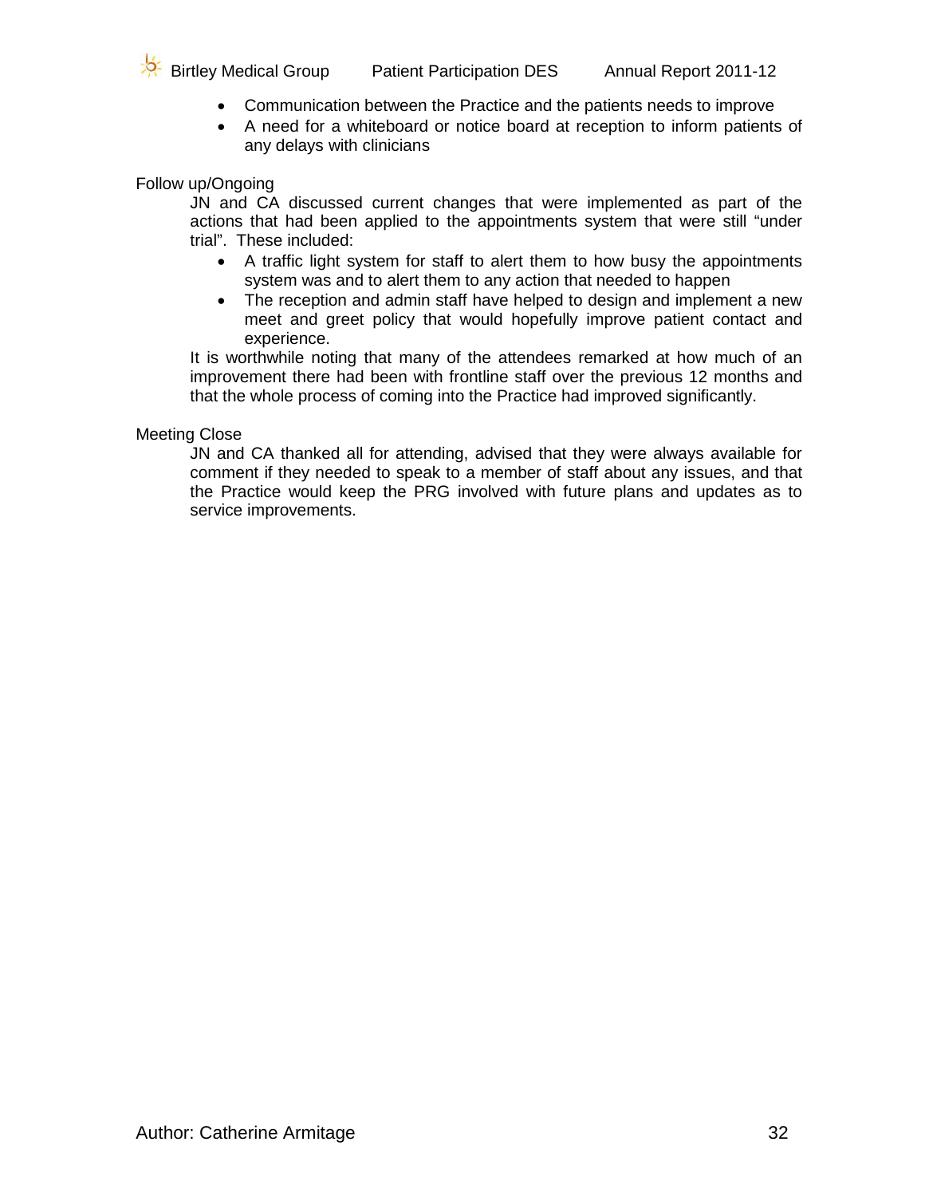- Communication between the Practice and the patients needs to improve
- A need for a whiteboard or notice board at reception to inform patients of any delays with clinicians

Follow up/Ongoing

JN and CA discussed current changes that were implemented as part of the actions that had been applied to the appointments system that were still “under trial”. These included:

- A traffic light system for staff to alert them to how busy the appointments system was and to alert them to any action that needed to happen
- The reception and admin staff have helped to design and implement a new meet and greet policy that would hopefully improve patient contact and experience.

It is worthwhile noting that many of the attendees remarked at how much of an improvement there had been with frontline staff over the previous 12 months and that the whole process of coming into the Practice had improved significantly.

Meeting Close

JN and CA thanked all for attending, advised that they were always available for comment if they needed to speak to a member of staff about any issues, and that the Practice would keep the PRG involved with future plans and updates as to service improvements.